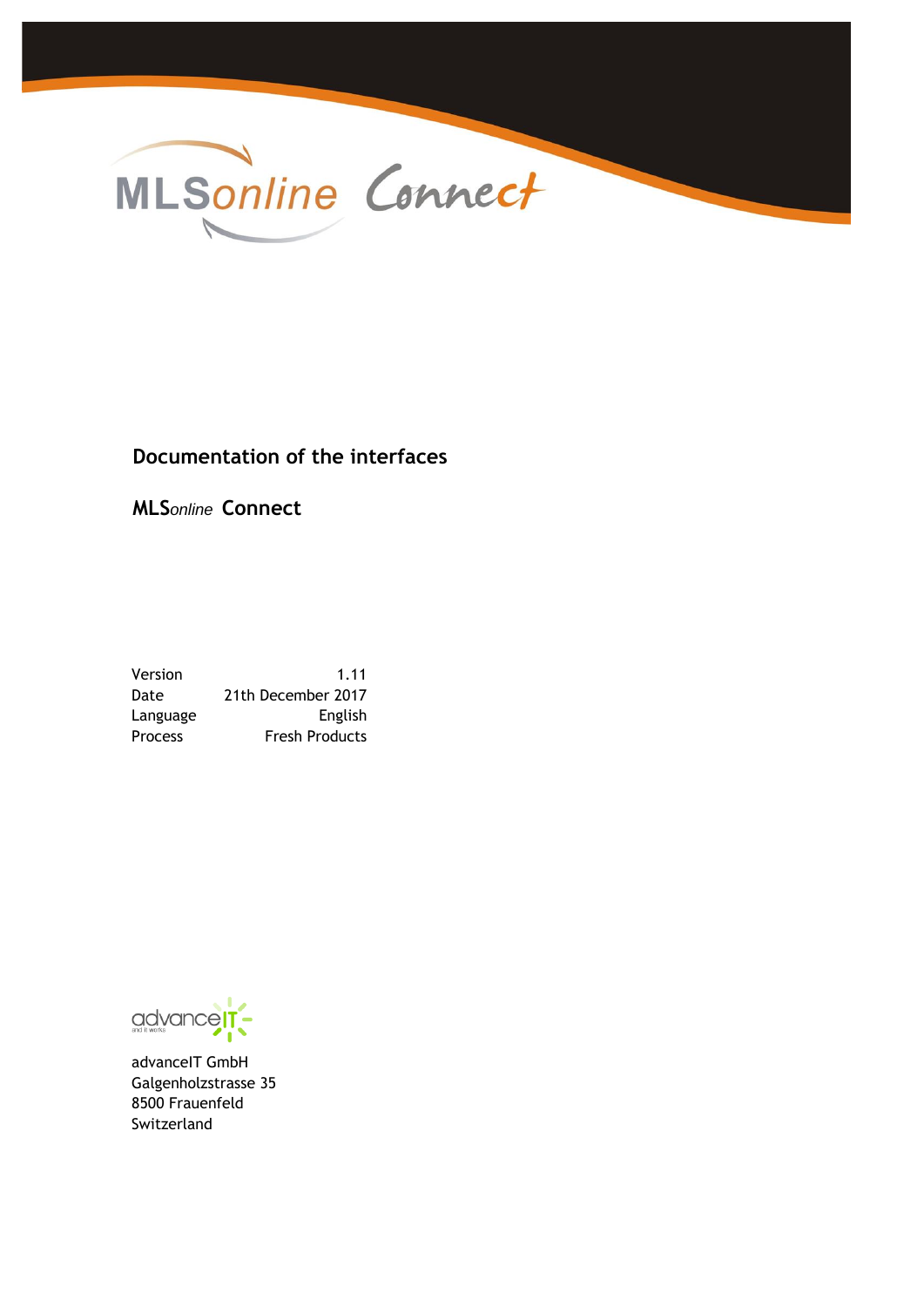# Documentation of the interfaces

## *MLSonline* Connect

| | |
|---|---|
| Version | 1.11 |
| Date | 21th December 2017 |
| Language | English |
| Process | Fresh Products |

advanceIT GmbH
Galgenholzstrasse 35
8500 Frauenfeld
Switzerland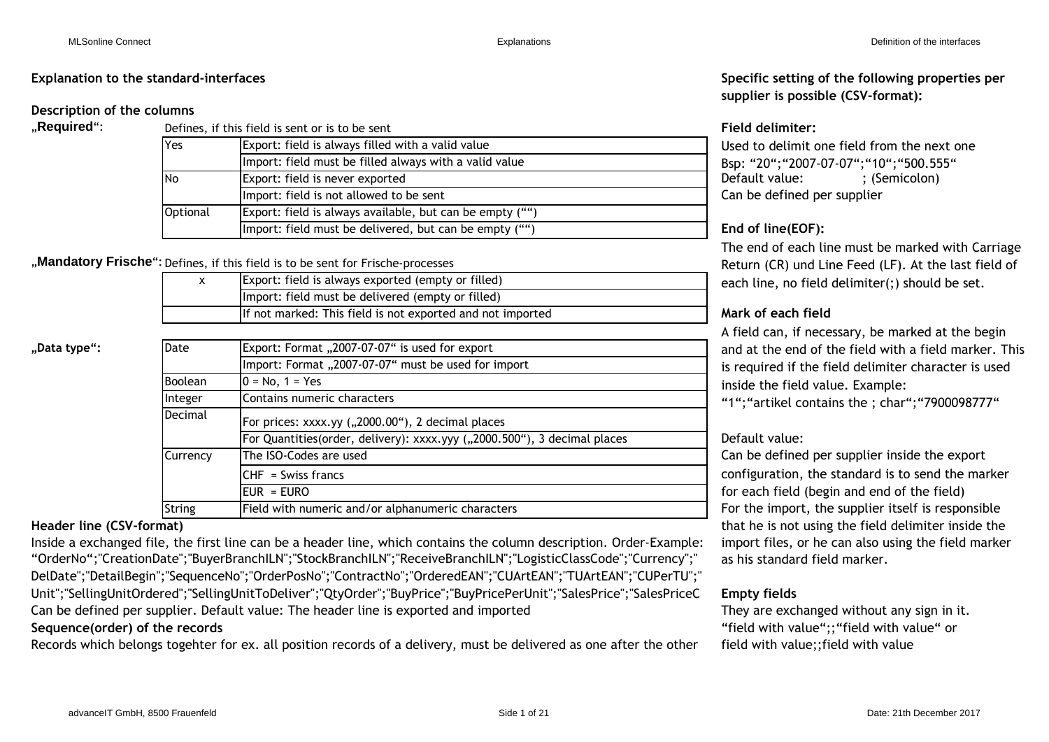## Explanation to the standard-interfaces

### Description of the columns

**„Required“**: Defines, if this field is sent or is to be sent

| | |
|---|---|
| Yes | Export: field is always filled with a valid value |
| | Import: field must be filled always with a valid value |
| No | Export: field is never exported |
| | Import: field is not allowed to be sent |
| Optional | Export: field is always available, but can be empty („“) |
| | Import: field must be delivered, but can be empty („“) |

**„Mandatory Frische“**: Defines, if this field is to be sent for Frische-processes

| | |
|---|---|
| x | Export: field is always exported (empty or filled) |
| | Import: field must be delivered (empty or filled) |
| | If not marked: This field is not exported and not imported |

**„Data type“:**

| | |
|---|---|
| Date | Export: Format „2007-07-07“ is used for export |
| | Import: Format „2007-07-07“ must be used for import |
| Boolean | 0 = No, 1 = Yes |
| Integer | Contains numeric characters |
| Decimal | For prices: xxxx.yy („2000.00“), 2 decimal places |
| | For Quantities(order, delivery): xxxx.yyy („2000.500“), 3 decimal places |
| Currency | The ISO-Codes are used |
| | CHF = Swiss francs |
| | EUR = EURO |
| String | Field with numeric and/or alphanumeric characters |

### Header line (CSV-format)

Inside a exchanged file, the first line can be a header line, which contains the column description. Order-Example: “OrderNo“;"CreationDate";"BuyerBranchILN";"StockBranchILN";"ReceiveBranchILN";"LogisticClassCode";"Currency";" DelDate";"DetailBegin";"SequenceNo";"OrderPosNo";"ContractNo";"OrderedEAN";"CUArtEAN";"TUArtEAN";"CUPerTU";" Unit";"SellingUnitOrdered";"SellingUnitToDeliver";"QtyOrder";"BuyPrice";"BuyPricePerUnit";"SalesPrice";"SalesPriceC
Can be defined per supplier. Default value: The header line is exported and imported

### Sequence(order) of the records

Records which belongs togehter for ex. all position records of a delivery, must be delivered as one after the other

## Specific setting of the following properties per supplier is possible (CSV-format):

### Field delimiter:

Used to delimit one field from the next one
Bsp: “20“;“2007-07-07“;“10“;“500.555“
Default value: ; (Semicolon)
Can be defined per supplier

### End of line(EOF):

The end of each line must be marked with Carriage Return (CR) und Line Feed (LF). At the last field of each line, no field delimiter(;) should be set.

### Mark of each field

A field can, if necessary, be marked at the begin and at the end of the field with a field marker. This is required if the field delimiter character is used inside the field value. Example:
“1“;“artikel contains the ; char“;“7900098777“

Default value:
Can be defined per supplier inside the export configuration, the standard is to send the marker for each field (begin and end of the field)
For the import, the supplier itself is responsible that he is not using the field delimiter inside the import files, or he can also using the field marker as his standard field marker.

### Empty fields

They are exchanged without any sign in it.
“field with value“;;“field with value“ or
field with value;;field with value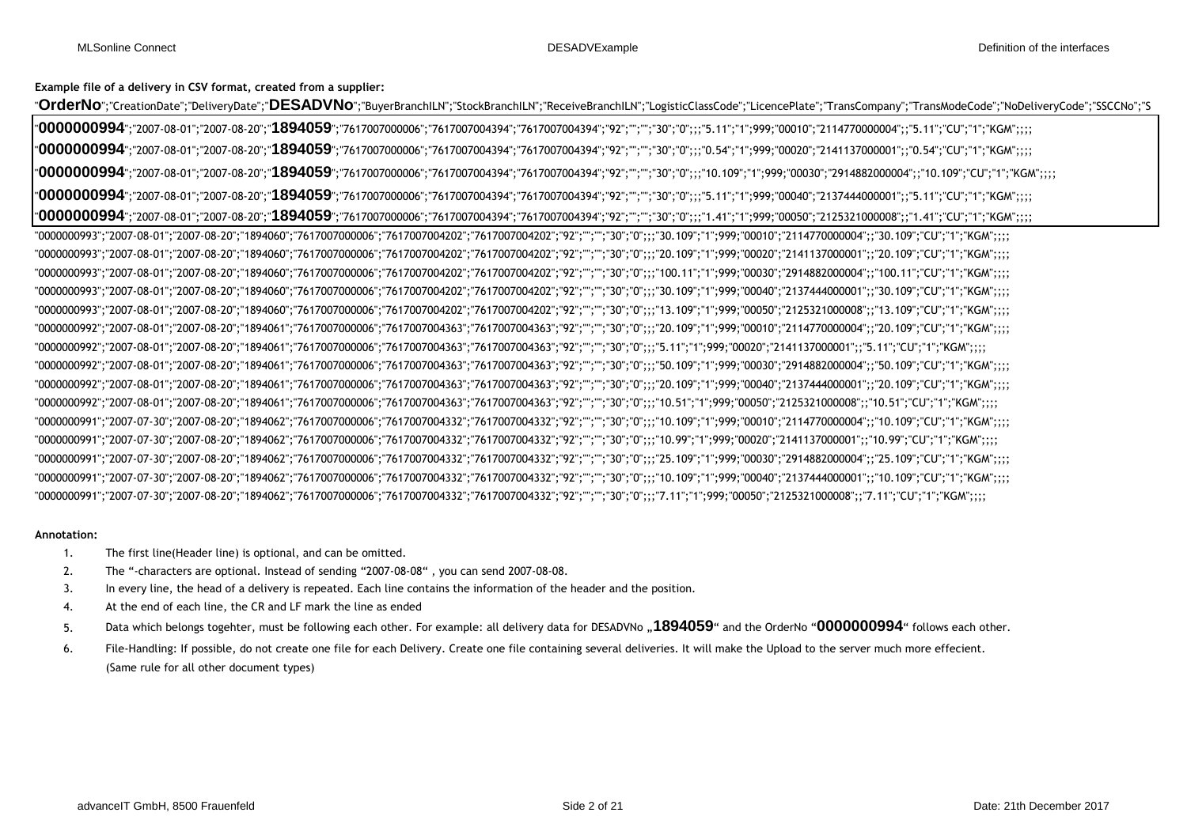**Example file of a delivery in CSV format, created from a supplier:**

```
"OrderNo";"CreationDate";"DeliveryDate";"DESADVNo";"BuyerBranchILN";"StockBranchILN";"ReceiveBranchILN";"LogisticClassCode";"LicencePlate";"TransCompany";"TransModeCode";"NoDeliveryCode";"SSCCNo";"S
"0000000994";"2007-08-01";"2007-08-20";"1894059";"7617007000006";"7617007004394";"7617007004394";"92";"";"";"30";"0";;;"5.11";"1";999;"00010";"2114770000004";;"5.11";"CU";"1";"KGM";;;;
"0000000994";"2007-08-01";"2007-08-20";"1894059";"7617007000006";"7617007004394";"7617007004394";"92";"";"";"30";"0";;;"0.54";"1";999;"00020";"2141137000001";;"0.54";"CU";"1";"KGM";;;;
"0000000994";"2007-08-01";"2007-08-20";"1894059";"7617007000006";"7617007004394";"7617007004394";"92";"";"";"30";"0";;;"10.109";"1";999;"00030";"2914882000004";;"10.109";"CU";"1";"KGM";;;;
"0000000994";"2007-08-01";"2007-08-20";"1894059";"7617007000006";"7617007004394";"7617007004394";"92";"";"";"30";"0";;;"5.11";"1";999;"00040";"2137444000001";;"5.11";"CU";"1";"KGM";;;;
"0000000994";"2007-08-01";"2007-08-20";"1894059";"7617007000006";"7617007004394";"7617007004394";"92";"";"";"30";"0";;;"1.41";"1";999;"00050";"2125321000008";;"1.41";"CU";"1";"KGM";;;;
"0000000993";"2007-08-01";"2007-08-20";"1894060";"7617007000006";"7617007004202";"7617007004202";"92";"";"";"30";"0";;;"30.109";"1";999;"00010";"2114770000004";;"30.109";"CU";"1";"KGM";;;;
"0000000993";"2007-08-01";"2007-08-20";"1894060";"7617007000006";"7617007004202";"7617007004202";"92";"";"";"30";"0";;;"20.109";"1";999;"00020";"2141137000001";;"20.109";"CU";"1";"KGM";;;;
"0000000993";"2007-08-01";"2007-08-20";"1894060";"7617007000006";"7617007004202";"7617007004202";"92";"";"";"30";"0";;;"100.11";"1";999;"00030";"2914882000004";;"100.11";"CU";"1";"KGM";;;;
"0000000993";"2007-08-01";"2007-08-20";"1894060";"7617007000006";"7617007004202";"7617007004202";"92";"";"";"30";"0";;;"30.109";"1";999;"00040";"2137444000001";;"30.109";"CU";"1";"KGM";;;;
"0000000993";"2007-08-01";"2007-08-20";"1894060";"7617007000006";"7617007004202";"7617007004202";"92";"";"";"30";"0";;;"13.109";"1";999;"00050";"2125321000008";;"13.109";"CU";"1";"KGM";;;;
"0000000992";"2007-08-01";"2007-08-20";"1894061";"7617007000006";"7617007004363";"7617007004363";"92";"";"";"30";"0";;;"20.109";"1";999;"00010";"2114770000004";;"20.109";"CU";"1";"KGM";;;;
"0000000992";"2007-08-01";"2007-08-20";"1894061";"7617007000006";"7617007004363";"7617007004363";"92";"";"";"30";"0";;;"5.11";"1";999;"00020";"2141137000001";;"5.11";"CU";"1";"KGM";;;;
"0000000992";"2007-08-01";"2007-08-20";"1894061";"7617007000006";"7617007004363";"7617007004363";"92";"";"";"30";"0";;;"50.109";"1";999;"00030";"2914882000004";;"50.109";"CU";"1";"KGM";;;;
"0000000992";"2007-08-01";"2007-08-20";"1894061";"7617007000006";"7617007004363";"7617007004363";"92";"";"";"30";"0";;;"20.109";"1";999;"00040";"2137444000001";;"20.109";"CU";"1";"KGM";;;;
"0000000992";"2007-08-01";"2007-08-20";"1894061";"7617007000006";"7617007004363";"7617007004363";"92";"";"";"30";"0";;;"10.51";"1";999;"00050";"2125321000008";;"10.51";"CU";"1";"KGM";;;;
"0000000991";"2007-07-30";"2007-08-20";"1894062";"7617007000006";"7617007004332";"7617007004332";"92";"";"";"30";"0";;;"10.109";"1";999;"00010";"2114770000004";;"10.109";"CU";"1";"KGM";;;;
"0000000991";"2007-07-30";"2007-08-20";"1894062";"7617007000006";"7617007004332";"7617007004332";"92";"";"";"30";"0";;;"10.99";"1";999;"00020";"2141137000001";;"10.99";"CU";"1";"KGM";;;;
"0000000991";"2007-07-30";"2007-08-20";"1894062";"7617007000006";"7617007004332";"7617007004332";"92";"";"";"30";"0";;;"25.109";"1";999;"00030";"2914882000004";;"25.109";"CU";"1";"KGM";;;;
"0000000991";"2007-07-30";"2007-08-20";"1894062";"7617007000006";"7617007004332";"7617007004332";"92";"";"";"30";"0";;;"10.109";"1";999;"00040";"2137444000001";;"10.109";"CU";"1";"KGM";;;;
"0000000991";"2007-07-30";"2007-08-20";"1894062";"7617007000006";"7617007004332";"7617007004332";"92";"";"";"30";"0";;;"7.11";"1";999;"00050";"2125321000008";;"7.11";"CU";"1";"KGM";;;;
```

**Annotation:**

1. The first line(Header line) is optional, and can be omitted.
2. The "-characters are optional. Instead of sending "2007-08-08" , you can send 2007-08-08.
3. In every line, the head of a delivery is repeated. Each line contains the information of the header and the position.
4. At the end of each line, the CR and LF mark the line as ended
5. Data which belongs togehter, must be following each other. For example: all delivery data for DESADVNo „**1894059**" and the OrderNo "**0000000994**" follows each other.
6. File-Handling: If possible, do not create one file for each Delivery. Create one file containing several deliveries. It will make the Upload to the server much more effecient. (Same rule for all other document types)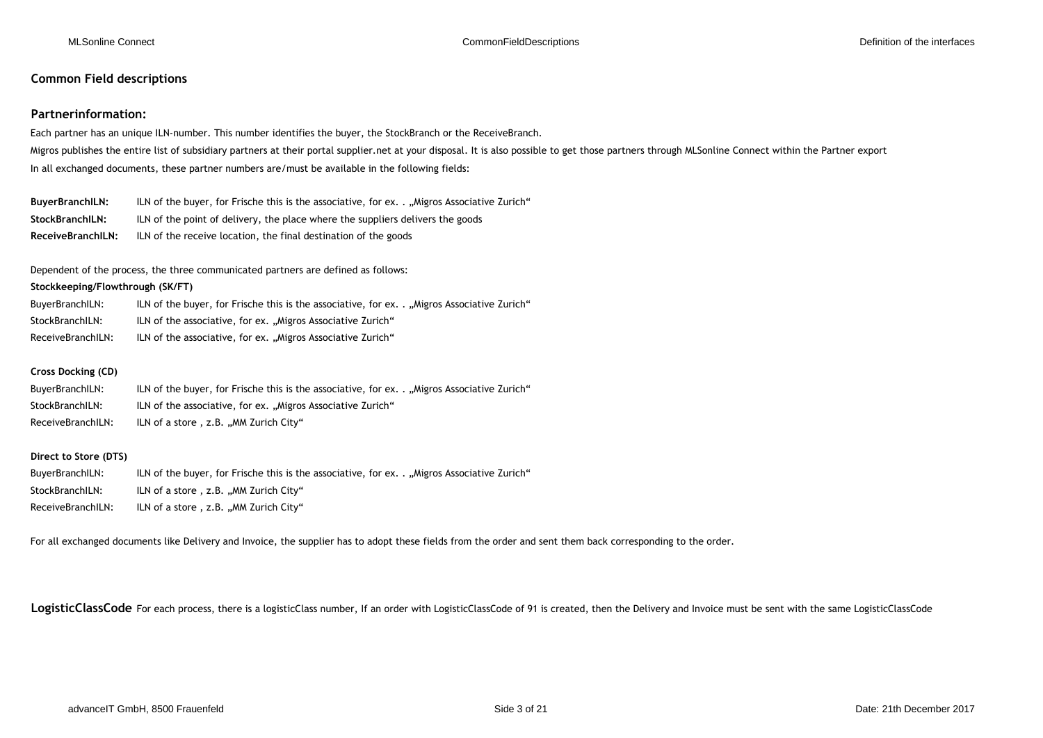## Common Field descriptions

### Partnerinformation:

Each partner has an unique ILN-number. This number identifies the buyer, the StockBranch or the ReceiveBranch.

Migros publishes the entire list of subsidiary partners at their portal supplier.net at your disposal. It is also possible to get those partners through MLSonline Connect within the Partner export

In all exchanged documents, these partner numbers are/must be available in the following fields:

**BuyerBranchILN:** ILN of the buyer, for Frische this is the associative, for ex. . „Migros Associative Zurich"

**StockBranchILN:** ILN of the point of delivery, the place where the suppliers delivers the goods

**ReceiveBranchILN:** ILN of the receive location, the final destination of the goods

Dependent of the process, the three communicated partners are defined as follows:

**Stockkeeping/Flowthrough (SK/FT)**

BuyerBranchILN: ILN of the buyer, for Frische this is the associative, for ex. . „Migros Associative Zurich"

StockBranchILN: ILN of the associative, for ex. „Migros Associative Zurich"

ReceiveBranchILN: ILN of the associative, for ex. „Migros Associative Zurich"

**Cross Docking (CD)**

BuyerBranchILN: ILN of the buyer, for Frische this is the associative, for ex. . „Migros Associative Zurich"

StockBranchILN: ILN of the associative, for ex. „Migros Associative Zurich"

ReceiveBranchILN: ILN of a store , z.B. „MM Zurich City"

**Direct to Store (DTS)**

BuyerBranchILN: ILN of the buyer, for Frische this is the associative, for ex. . „Migros Associative Zurich"

StockBranchILN: ILN of a store , z.B. „MM Zurich City"

ReceiveBranchILN: ILN of a store , z.B. „MM Zurich City"

For all exchanged documents like Delivery and Invoice, the supplier has to adopt these fields from the order and sent them back corresponding to the order.

**LogisticClassCode** For each process, there is a logisticClass number, If an order with LogisticClassCode of 91 is created, then the Delivery and Invoice must be sent with the same LogisticClassCode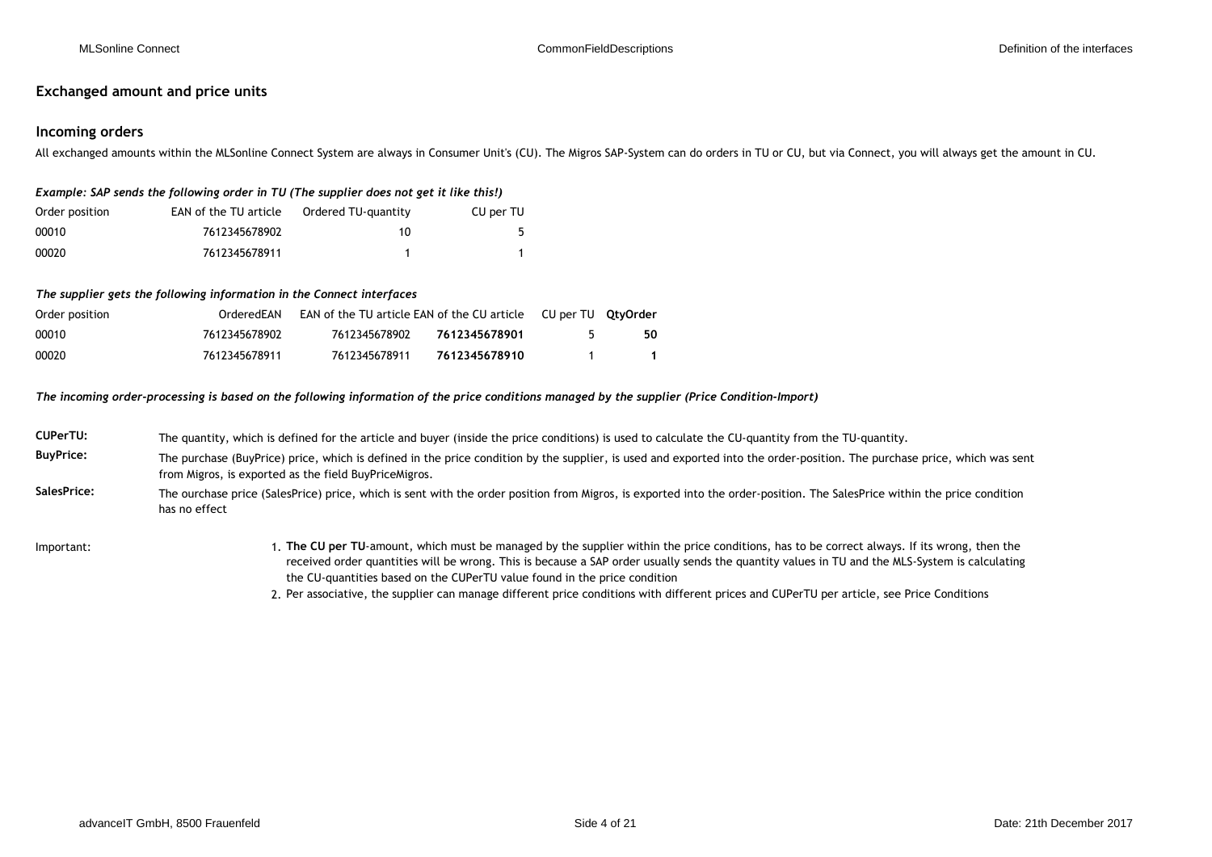## Exchanged amount and price units

### Incoming orders

All exchanged amounts within the MLSonline Connect System are always in Consumer Unit's (CU). The Migros SAP-System can do orders in TU or CU, but via Connect, you will always get the amount in CU.

***Example: SAP sends the following order in TU (The supplier does not get it like this!)***

| Order position | EAN of the TU article | Ordered TU-quantity | CU per TU |
|---|---|---|---|
| 00010 | 7612345678902 | 10 | 5 |
| 00020 | 7612345678911 | 1 | 1 |

***The supplier gets the following information in the Connect interfaces***

| Order position | OrderedEAN | EAN of the TU article | EAN of the CU article | CU per TU | **QtyOrder** |
|---|---|---|---|---|---|
| 00010 | 7612345678902 | 7612345678902 | **7612345678901** | 5 | **50** |
| 00020 | 7612345678911 | 7612345678911 | **7612345678910** | 1 | **1** |

***The incoming order-processing is based on the following information of the price conditions managed by the supplier (Price Condition-Import)***

**CUPerTU:** The quantity, which is defined for the article and buyer (inside the price conditions) is used to calculate the CU-quantity from the TU-quantity.

**BuyPrice:** The purchase (BuyPrice) price, which is defined in the price condition by the supplier, is used and exported into the order-position. The purchase price, which was sent from Migros, is exported as the field BuyPriceMigros.

**SalesPrice:** The ourchase price (SalesPrice) price, which is sent with the order position from Migros, is exported into the order-position. The SalesPrice within the price condition has no effect

Important:

1. **The CU per TU**-amount, which must be managed by the supplier within the price conditions, has to be correct always. If its wrong, then the received order quantities will be wrong. This is because a SAP order usually sends the quantity values in TU and the MLS-System is calculating the CU-quantities based on the CUPerTU value found in the price condition
2. Per associative, the supplier can manage different price conditions with different prices and CUPerTU per article, see Price Conditions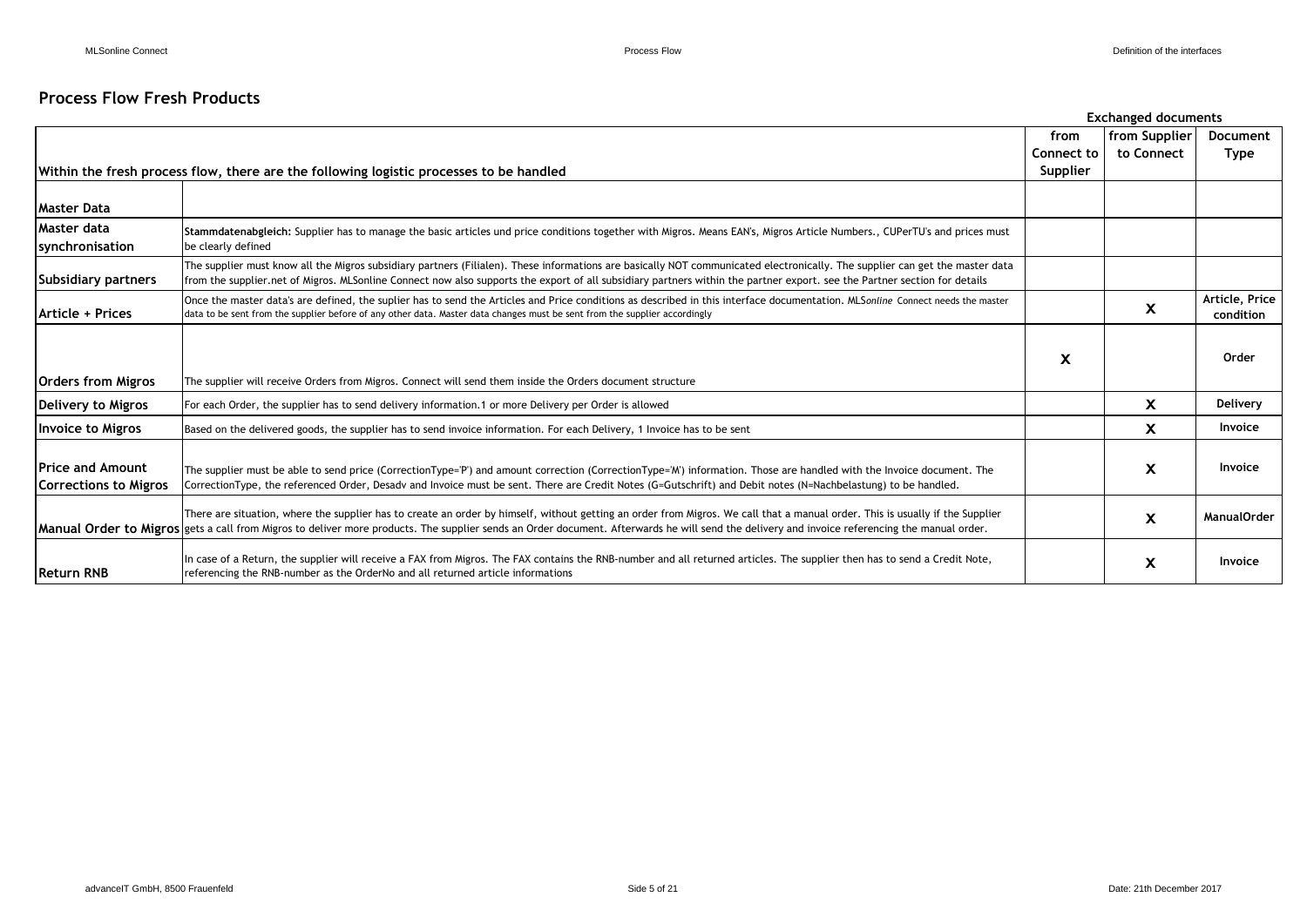## Process Flow Fresh Products

| Within the fresh process flow, there are the following logistic processes to be handled | | Exchanged documents: from Connect to Supplier | from Supplier to Connect | Document Type |
|---|---|---|---|---|
| **Master Data** | | | | |
| **Master data synchronisation** | **Stammdatenabgleich:** Supplier has to manage the basic articles und price conditions together with Migros. Means EAN's, Migros Article Numbers., CUPerTU's and prices must be clearly defined | | | |
| **Subsidiary partners** | The supplier must know all the Migros subsidiary partners (Filialen). These informations are basically NOT communicated electronically. The supplier can get the master data from the supplier.net of Migros. MLSonline Connect now also supports the export of all subsidiary partners within the partner export. see the Partner section for details | | | |
| **Article + Prices** | Once the master data's are defined, the suplier has to send the Articles and Price conditions as described in this interface documentation. MLS*online* Connect needs the master data to be sent from the supplier before of any other data. Master data changes must be sent from the supplier accordingly | | X | Article, Price condition |
| **Orders from Migros** | The supplier will receive Orders from Migros. Connect will send them inside the Orders document structure | X | | Order |
| **Delivery to Migros** | For each Order, the supplier has to send delivery information.1 or more Delivery per Order is allowed | | X | Delivery |
| **Invoice to Migros** | Based on the delivered goods, the supplier has to send invoice information. For each Delivery, 1 Invoice has to be sent | | X | Invoice |
| **Price and Amount Corrections to Migros** | The supplier must be able to send price (CorrectionType='P') and amount correction (CorrectionType='M') information. Those are handled with the Invoice document. The CorrectionType, the referenced Order, Desadv and Invoice must be sent. There are Credit Notes (G=Gutschrift) and Debit notes (N=Nachbelastung) to be handled. | | X | Invoice |
| **Manual Order to Migros** | There are situation, where the supplier has to create an order by himself, without getting an order from Migros. We call that a manual order. This is usually if the Supplier gets a call from Migros to deliver more products. The supplier sends an Order document. Afterwards he will send the delivery and invoice referencing the manual order. | | X | ManualOrder |
| **Return RNB** | In case of a Return, the supplier will receive a FAX from Migros. The FAX contains the RNB-number and all returned articles. The supplier then has to send a Credit Note, referencing the RNB-number as the OrderNo and all returned article informations | | X | Invoice |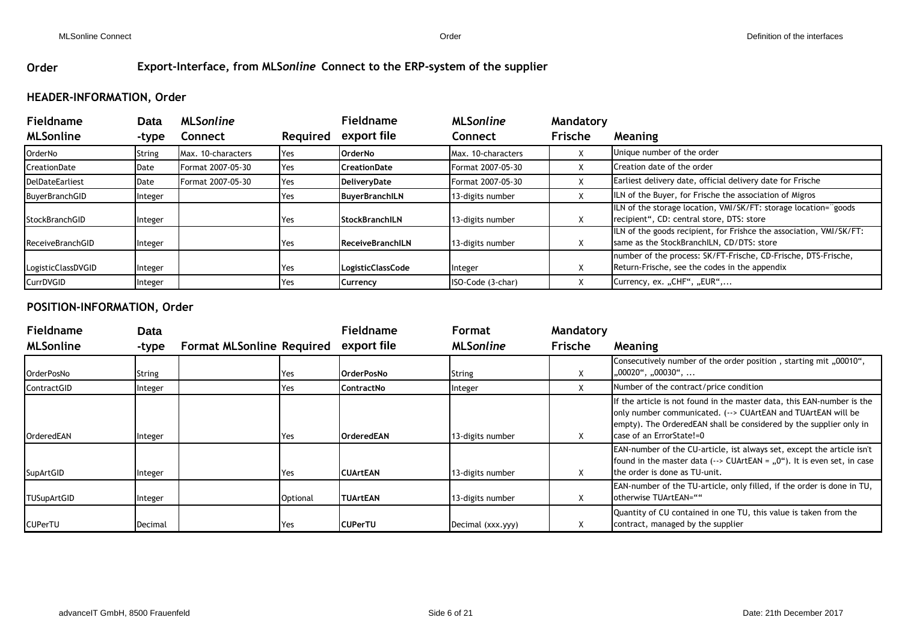## Order — Export-Interface, from MLS*online* Connect to the ERP-system of the supplier

### HEADER-INFORMATION, Order

| Fieldname MLSonline | Data -type | MLS*online* Connect | Required | Fieldname export file | MLS*online* Connect | Mandatory Frische | Meaning |
|---|---|---|---|---|---|---|---|
| OrderNo | String | Max. 10-characters | Yes | **OrderNo** | Max. 10-characters | X | Unique number of the order |
| CreationDate | Date | Format 2007-05-30 | Yes | **CreationDate** | Format 2007-05-30 | X | Creation date of the order |
| DelDateEarliest | Date | Format 2007-05-30 | Yes | **DeliveryDate** | Format 2007-05-30 | X | Earliest delivery date, official delivery date for Frische |
| BuyerBranchGID | Integer | | Yes | **BuyerBranchILN** | 13-digits number | X | ILN of the Buyer, for Frische the association of Migros |
| StockBranchGID | Integer | | Yes | **StockBranchILN** | 13-digits number | X | ILN of the storage location, VMI/SK/FT: storage location=¨goods recipient“, CD: central store, DTS: store |
| ReceiveBranchGID | Integer | | Yes | **ReceiveBranchILN** | 13-digits number | X | ILN of the goods recipient, for Frishce the association, VMI/SK/FT: same as the StockBranchILN, CD/DTS: store |
| LogisticClassDVGID | Integer | | Yes | **LogisticClassCode** | Integer | X | number of the process: SK/FT-Frische, CD-Frische, DTS-Frische, Return-Frische, see the codes in the appendix |
| CurrDVGID | Integer | | Yes | **Currency** | ISO-Code (3-char) | X | Currency, ex. „CHF“, „EUR“,... |

### POSITION-INFORMATION, Order

| Fieldname MLSonline | Data -type | Format MLSonline | Required | Fieldname export file | Format MLS*online* | Mandatory Frische | Meaning |
|---|---|---|---|---|---|---|---|
| OrderPosNo | String | | Yes | **OrderPosNo** | String | X | Consecutively number of the order position , starting mit „00010“, „00020“, „00030“, ... |
| ContractGID | Integer | | Yes | **ContractNo** | Integer | X | Number of the contract/price condition |
| OrderedEAN | Integer | | Yes | **OrderedEAN** | 13-digits number | X | If the article is not found in the master data, this EAN-number is the only number communicated. (--> CUArtEAN and TUArtEAN will be empty). The OrderedEAN shall be considered by the supplier only in case of an ErrorState!=0 |
| SupArtGID | Integer | | Yes | **CUArtEAN** | 13-digits number | X | EAN-number of the CU-article, ist always set, except the article isn't found in the master data (--> CUArtEAN = „0“). It is even set, in case the order is done as TU-unit. |
| TUSupArtGID | Integer | | Optional | **TUArtEAN** | 13-digits number | X | EAN-number of the TU-article, only filled, if the order is done in TU, otherwise TUArtEAN=““ |
| CUPerTU | Decimal | | Yes | **CUPerTU** | Decimal (xxx.yyy) | X | Quantity of CU contained in one TU, this value is taken from the contract, managed by the supplier |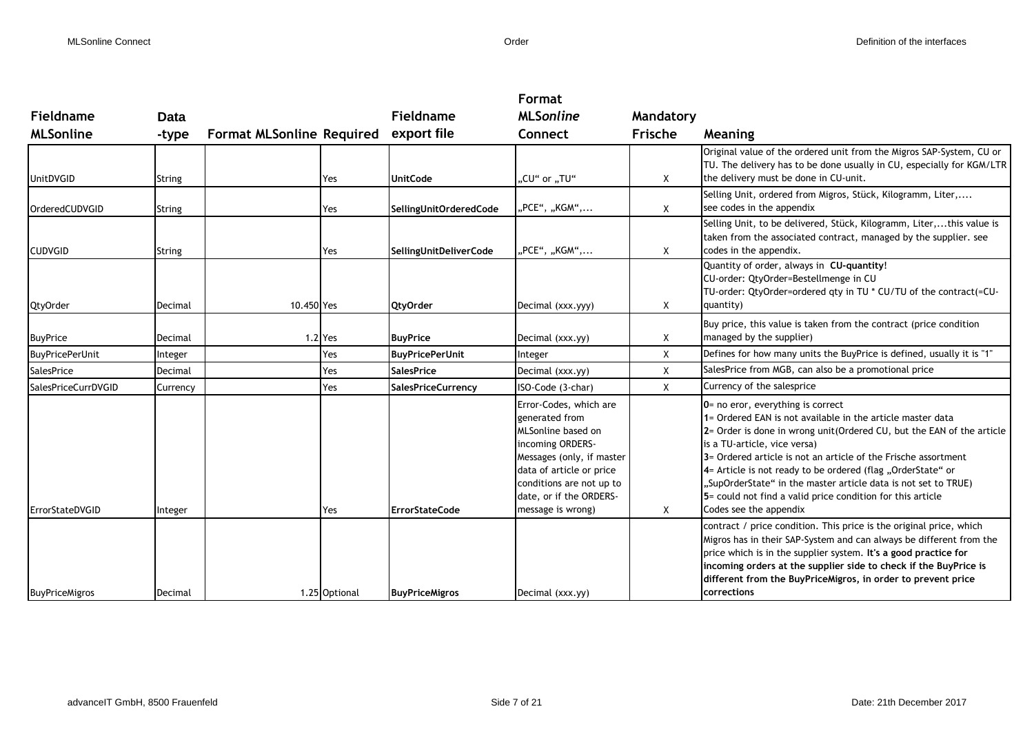| Fieldname MLSonline | Data -type | Format MLSonline | Required | Fieldname export file | Format *MLSonline* Connect | Mandatory Frische | Meaning |
|---|---|---|---|---|---|---|---|
| UnitDVGID | String | | Yes | **UnitCode** | „CU" or „TU" | X | Original value of the ordered unit from the Migros SAP-System, CU or TU. The delivery has to be done usually in CU, especially for KGM/LTR the delivery must be done in CU-unit. |
| OrderedCUDVGID | String | | Yes | **SellingUnitOrderedCode** | „PCE", „KGM",... | X | Selling Unit, ordered from Migros, Stück, Kilogramm, Liter,.... see codes in the appendix |
| CUDVGID | String | | Yes | **SellingUnitDeliverCode** | „PCE", „KGM",... | X | Selling Unit, to be delivered, Stück, Kilogramm, Liter,...this value is taken from the associated contract, managed by the supplier. see codes in the appendix. |
| QtyOrder | Decimal | 10.450 | Yes | **QtyOrder** | Decimal (xxx.yyy) | X | Quantity of order, always in **CU-quantity**!<br>CU-order: QtyOrder=Bestellmenge in CU<br>TU-order: QtyOrder=ordered qty in TU * CU/TU of the contract(=CU-quantity) |
| BuyPrice | Decimal | 1.2 | Yes | **BuyPrice** | Decimal (xxx.yy) | X | Buy price, this value is taken from the contract (price condition managed by the supplier) |
| BuyPricePerUnit | Integer | | Yes | **BuyPricePerUnit** | Integer | X | Defines for how many units the BuyPrice is defined, usually it is "1" |
| SalesPrice | Decimal | | Yes | **SalesPrice** | Decimal (xxx.yy) | X | SalesPrice from MGB, can also be a promotional price |
| SalesPriceCurrDVGID | Currency | | Yes | **SalesPriceCurrency** | ISO-Code (3-char) | X | Currency of the salesprice |
| ErrorStateDVGID | Integer | | Yes | **ErrorStateCode** | Error-Codes, which are generated from MLSonline based on incoming ORDERS-Messages (only, if master data of article or price conditions are not up to date, or if the ORDERS-message is wrong) | X | **0**= no eror, everything is correct<br>**1**= Ordered EAN is not available in the article master data<br>**2**= Order is done in wrong unit(Ordered CU, but the EAN of the article is a TU-article, vice versa)<br>**3**= Ordered article is not an article of the Frische assortment<br>**4**= Article is not ready to be ordered (flag „OrderState" or „SupOrderState" in the master article data is not set to TRUE)<br>**5**= could not find a valid price condition for this article<br>Codes see the appendix |
| BuyPriceMigros | Decimal | 1.25 | Optional | **BuyPriceMigros** | Decimal (xxx.yy) | | contract / price condition. This price is the original price, which Migros has in their SAP-System and can always be different from the price which is in the supplier system. **It's a good practice for incoming orders at the supplier side to check if the BuyPrice is different from the BuyPriceMigros, in order to prevent price corrections** |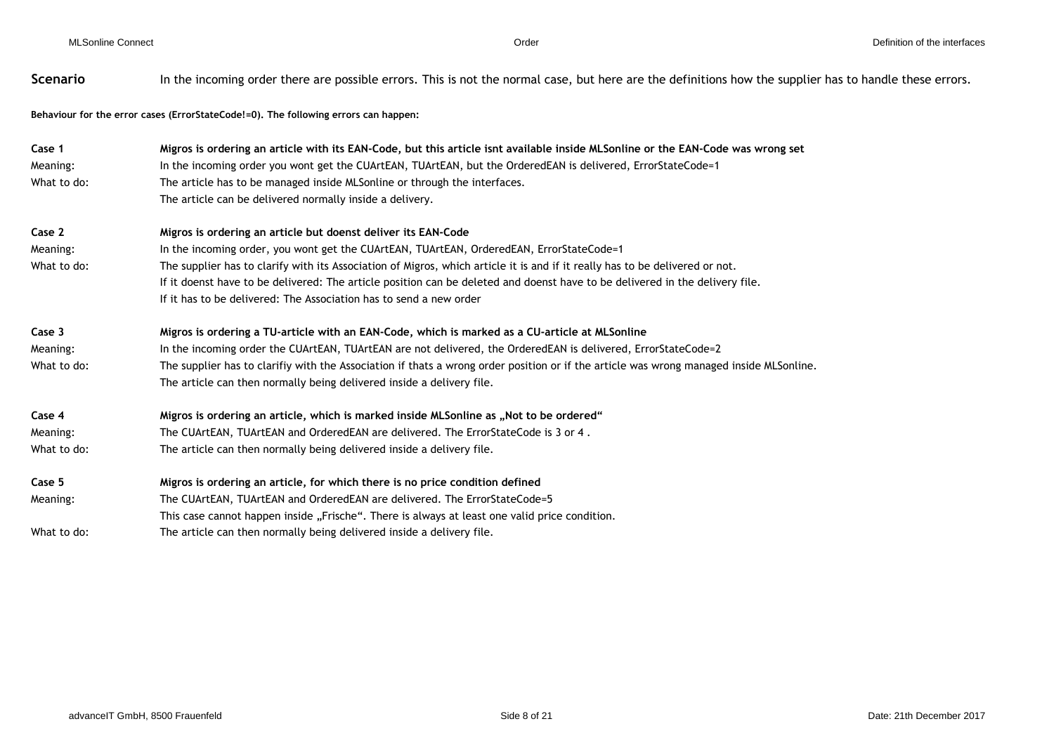**Scenario** In the incoming order there are possible errors. This is not the normal case, but here are the definitions how the supplier has to handle these errors.

**Behaviour for the error cases (ErrorStateCode!=0). The following errors can happen:**

| | |
|---|---|
| **Case 1** | **Migros is ordering an article with its EAN-Code, but this article isnt available inside MLSonline or the EAN-Code was wrong set** |
| Meaning: | In the incoming order you wont get the CUArtEAN, TUArtEAN, but the OrderedEAN is delivered, ErrorStateCode=1 |
| What to do: | The article has to be managed inside MLSonline or through the interfaces.<br>The article can be delivered normally inside a delivery. |
| **Case 2** | **Migros is ordering an article but doenst deliver its EAN-Code** |
| Meaning: | In the incoming order, you wont get the CUArtEAN, TUArtEAN, OrderedEAN, ErrorStateCode=1 |
| What to do: | The supplier has to clarify with its Association of Migros, which article it is and if it really has to be delivered or not.<br>If it doenst have to be delivered: The article position can be deleted and doenst have to be delivered in the delivery file.<br>If it has to be delivered: The Association has to send a new order |
| **Case 3** | **Migros is ordering a TU-article with an EAN-Code, which is marked as a CU-article at MLSonline** |
| Meaning: | In the incoming order the CUArtEAN, TUArtEAN are not delivered, the OrderedEAN is delivered, ErrorStateCode=2 |
| What to do: | The supplier has to clarifiy with the Association if thats a wrong order position or if the article was wrong managed inside MLSonline.<br>The article can then normally being delivered inside a delivery file. |
| **Case 4** | **Migros is ordering an article, which is marked inside MLSonline as „Not to be ordered“** |
| Meaning: | The CUArtEAN, TUArtEAN and OrderedEAN are delivered. The ErrorStateCode is 3 or 4 . |
| What to do: | The article can then normally being delivered inside a delivery file. |
| **Case 5** | **Migros is ordering an article, for which there is no price condition defined** |
| Meaning: | The CUArtEAN, TUArtEAN and OrderedEAN are delivered. The ErrorStateCode=5<br>This case cannot happen inside „Frische“. There is always at least one valid price condition. |
| What to do: | The article can then normally being delivered inside a delivery file. |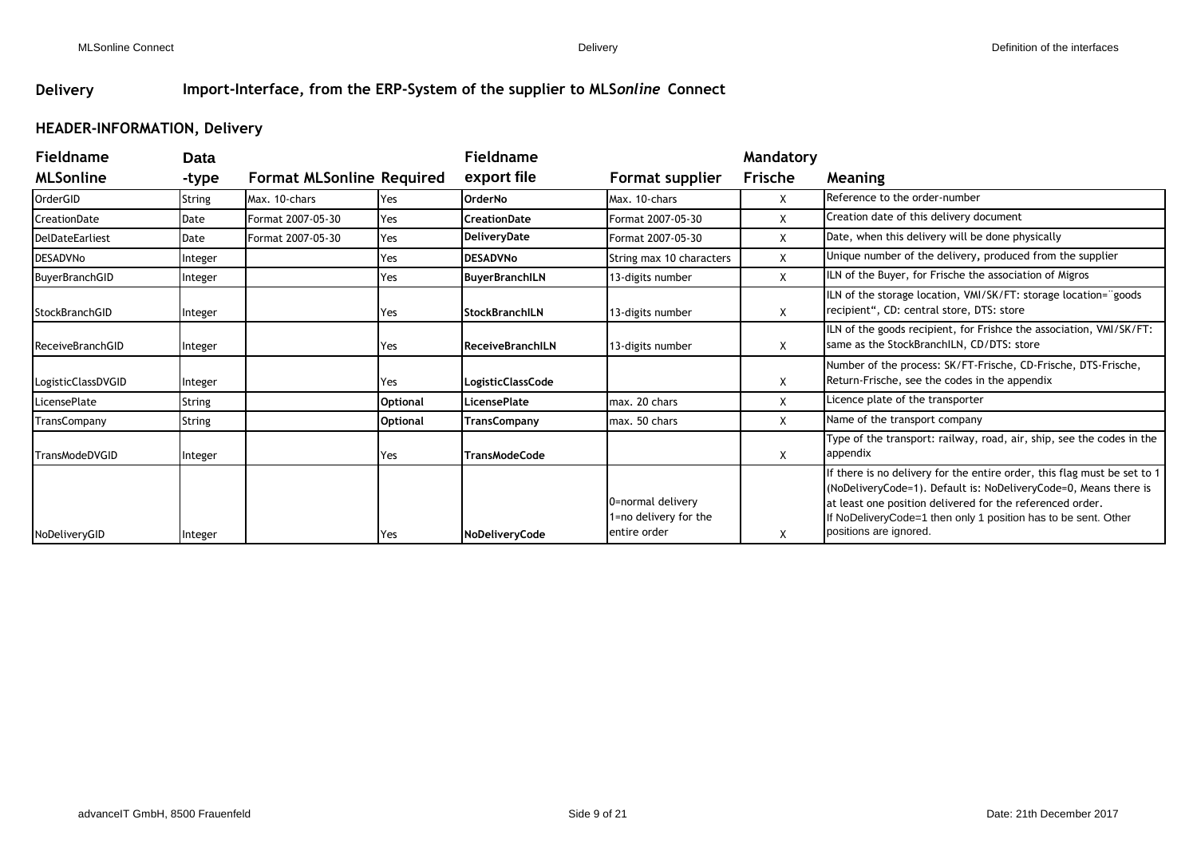## Delivery — Import-Interface, from the ERP-System of the supplier to MLS*online* Connect

### HEADER-INFORMATION, Delivery

| Fieldname MLSonline | Data -type | Format MLSonline | Required | Fieldname export file | Format supplier | Mandatory Frische | Meaning |
|---|---|---|---|---|---|---|---|
| OrderGID | String | Max. 10-chars | Yes | **OrderNo** | Max. 10-chars | X | Reference to the order-number |
| CreationDate | Date | Format 2007-05-30 | Yes | **CreationDate** | Format 2007-05-30 | X | Creation date of this delivery document |
| DelDateEarliest | Date | Format 2007-05-30 | Yes | **DeliveryDate** | Format 2007-05-30 | X | Date, when this delivery will be done physically |
| DESADVNo | Integer | | Yes | **DESADVNo** | String max 10 characters | X | Unique number of the delivery, produced from the supplier |
| BuyerBranchGID | Integer | | Yes | **BuyerBranchILN** | 13-digits number | X | ILN of the Buyer, for Frische the association of Migros |
| StockBranchGID | Integer | | Yes | **StockBranchILN** | 13-digits number | X | ILN of the storage location, VMI/SK/FT: storage location="goods recipient", CD: central store, DTS: store |
| ReceiveBranchGID | Integer | | Yes | **ReceiveBranchILN** | 13-digits number | X | ILN of the goods recipient, for Frishce the association, VMI/SK/FT: same as the StockBranchILN, CD/DTS: store |
| LogisticClassDVGID | Integer | | Yes | **LogisticClassCode** | | X | Number of the process: SK/FT-Frische, CD-Frische, DTS-Frische, Return-Frische, see the codes in the appendix |
| LicensePlate | String | | **Optional** | **LicensePlate** | max. 20 chars | X | Licence plate of the transporter |
| TransCompany | String | | **Optional** | **TransCompany** | max. 50 chars | X | Name of the transport company |
| TransModeDVGID | Integer | | Yes | **TransModeCode** | | X | Type of the transport: railway, road, air, ship, see the codes in the appendix |
| NoDeliveryGID | Integer | | Yes | **NoDeliveryCode** | 0=normal delivery 1=no delivery for the entire order | X | If there is no delivery for the entire order, this flag must be set to 1 (NoDeliveryCode=1). Default is: NoDeliveryCode=0, Means there is at least one position delivered for the referenced order. If NoDeliveryCode=1 then only 1 position has to be sent. Other positions are ignored. |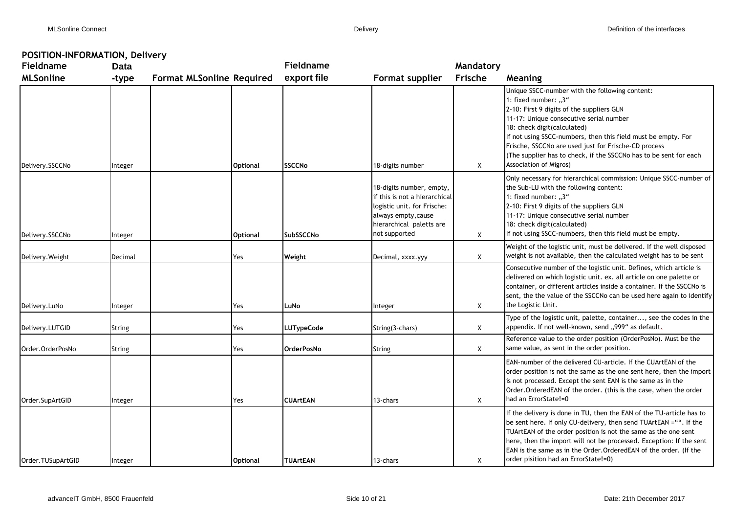## POSITION-INFORMATION, Delivery

| Fieldname MLSonline | Data -type | Format MLSonline | Required | Fieldname export file | Format supplier | Mandatory Frische | Meaning |
|---|---|---|---|---|---|---|---|
| Delivery.SSCCNo | Integer | | Optional | **SSCCNo** | 18-digits number | X | Unique SSCC-number with the following content:<br>1: fixed number: „3“<br>2-10: First 9 digits of the suppliers GLN<br>11-17: Unique consecutive serial number<br>18: check digit(calculated)<br>If not using SSCC-numbers, then this field must be empty. For Frische, SSCCNo are used just for Frische-CD process<br>(The supplier has to check, if the SSCCNo has to be sent for each Association of Migros) |
| Delivery.SSCCNo | Integer | | Optional | **SubSSCCNo** | 18-digits number, empty, if this is not a hierarchical logistic unit. for Frische: always empty,cause hierarchical paletts are not supported | X | Only necessary for hierarchical commission: Unique SSCC-number of the Sub-LU with the following content:<br>1: fixed number: „3“<br>2-10: First 9 digits of the suppliers GLN<br>11-17: Unique consecutive serial number<br>18: check digit(calculated)<br>If not using SSCC-numbers, then this field must be empty. |
| Delivery.Weight | Decimal | | Yes | **Weight** | Decimal, xxxx.yyy | X | Weight of the logistic unit, must be delivered. If the well disposed weight is not available, then the calculated weight has to be sent |
| Delivery.LuNo | Integer | | Yes | **LuNo** | Integer | X | Consecutive number of the logistic unit. Defines, which article is delivered on which logistic unit. ex. all article on one palette or container, or different articles inside a container. If the SSCCNo is sent, the the value of the SSCCNo can be used here again to identify the Logistic Unit. |
| Delivery.LUTGID | String | | Yes | **LUTypeCode** | String(3-chars) | X | Type of the logistic unit, palette, container..., see the codes in the appendix. If not well-known, send „999“ as default. |
| Order.OrderPosNo | String | | Yes | **OrderPosNo** | String | X | Reference value to the order position (OrderPosNo). Must be the same value, as sent in the order position. |
| Order.SupArtGID | Integer | | Yes | **CUArtEAN** | 13-chars | X | EAN-number of the delivered CU-article. If the CUArtEAN of the order position is not the same as the one sent here, then the import is not processed. Except the sent EAN is the same as in the Order.OrderedEAN of the order. (this is the case, when the order had an ErrorState!=0 |
| Order.TUSupArtGID | Integer | | Optional | **TUArtEAN** | 13-chars | X | If the delivery is done in TU, then the EAN of the TU-article has to be sent here. If only CU-delivery, then send TUArtEAN ="". If the TUArtEAN of the order position is not the same as the one sent here, then the import will not be processed. Exception: If the sent EAN is the same as in the Order.OrderedEAN of the order. (If the order pisition had an ErrorState!=0) |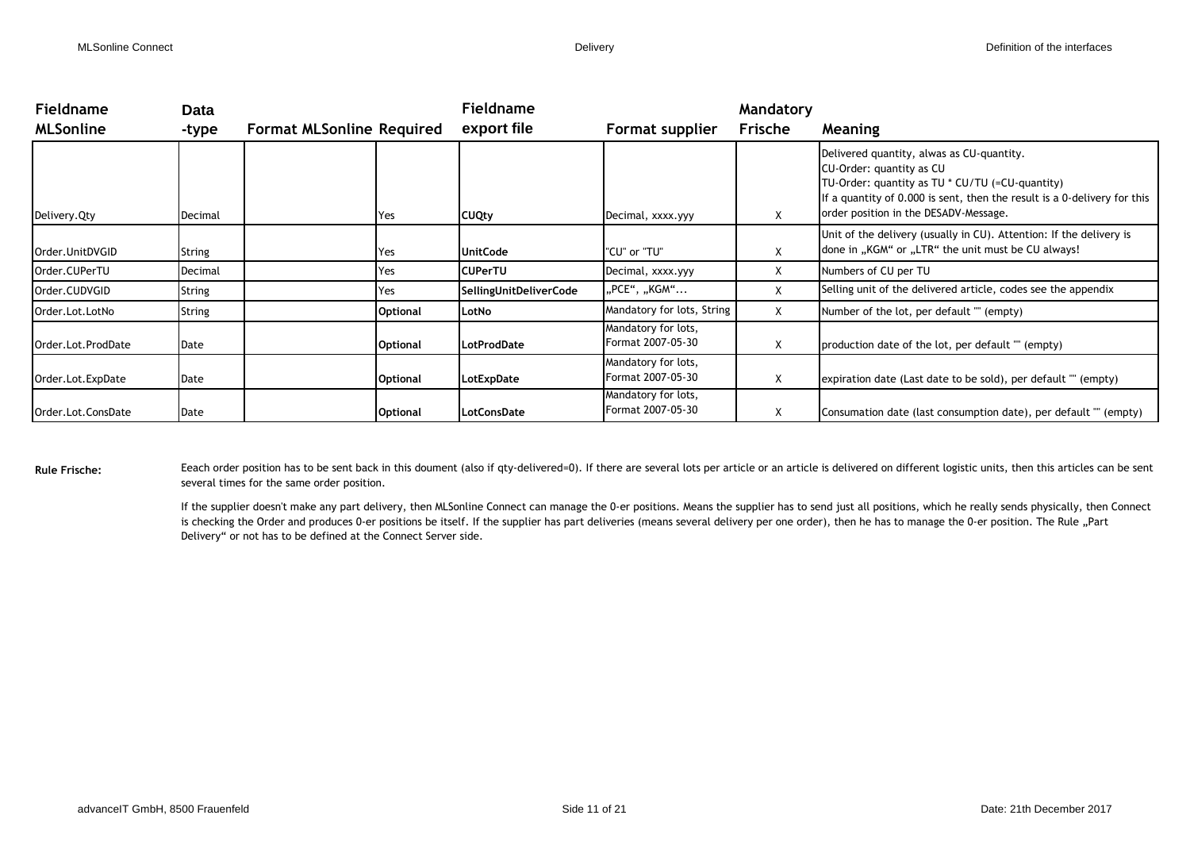| Fieldname MLSonline | Data -type | Format MLSonline | Required | Fieldname export file | Format supplier | Mandatory Frische | Meaning |
|---|---|---|---|---|---|---|---|
| Delivery.Qty | Decimal | | Yes | **CUQty** | Decimal, xxxx.yyy | X | Delivered quantity, alwas as CU-quantity.<br>CU-Order: quantity as CU<br>TU-Order: quantity as TU * CU/TU (=CU-quantity)<br>If a quantity of 0.000 is sent, then the result is a 0-delivery for this order position in the DESADV-Message. |
| Order.UnitDVGID | String | | Yes | **UnitCode** | "CU" or "TU" | X | Unit of the delivery (usually in CU). Attention: If the delivery is done in „KGM“ or „LTR“ the unit must be CU always! |
| Order.CUPerTU | Decimal | | Yes | **CUPerTU** | Decimal, xxxx.yyy | X | Numbers of CU per TU |
| Order.CUDVGID | String | | Yes | **SellingUnitDeliverCode** | „PCE“, „KGM“... | X | Selling unit of the delivered article, codes see the appendix |
| Order.Lot.LotNo | String | | **Optional** | **LotNo** | Mandatory for lots, String | X | Number of the lot, per default "" (empty) |
| Order.Lot.ProdDate | Date | | **Optional** | **LotProdDate** | Mandatory for lots, Format 2007-05-30 | X | production date of the lot, per default "" (empty) |
| Order.Lot.ExpDate | Date | | **Optional** | **LotExpDate** | Mandatory for lots, Format 2007-05-30 | X | expiration date (Last date to be sold), per default "" (empty) |
| Order.Lot.ConsDate | Date | | **Optional** | **LotConsDate** | Mandatory for lots, Format 2007-05-30 | X | Consumation date (last consumption date), per default "" (empty) |

**Rule Frische:**

Eeach order position has to be sent back in this doument (also if qty-delivered=0). If there are several lots per article or an article is delivered on different logistic units, then this articles can be sent several times for the same order position.

If the supplier doesn't make any part delivery, then MLSonline Connect can manage the 0-er positions. Means the supplier has to send just all positions, which he really sends physically, then Connect is checking the Order and produces 0-er positions be itself. If the supplier has part deliveries (means several delivery per one order), then he has to manage the 0-er position. The Rule „Part Delivery“ or not has to be defined at the Connect Server side.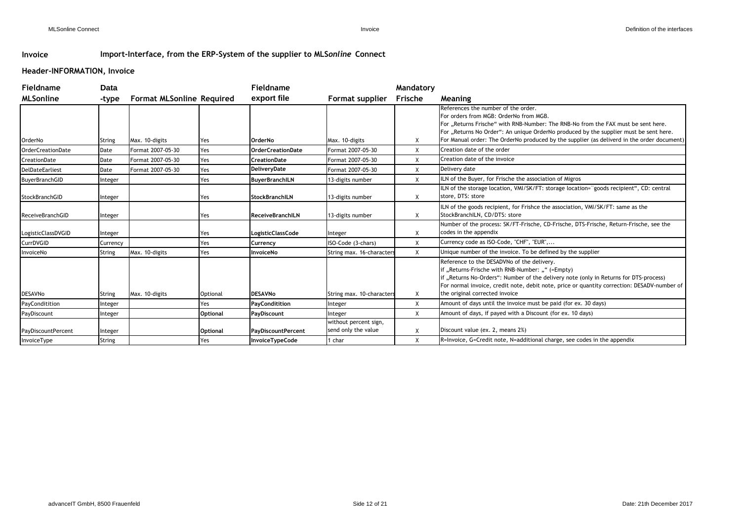## Invoice — Import-Interface, from the ERP-System of the supplier to MLS*online* Connect

### Header-INFORMATION, Invoice

| Fieldname MLSonline | Data -type | Format MLSonline | Required | Fieldname export file | Format supplier | Mandatory Frische | Meaning |
|---|---|---|---|---|---|---|---|
| OrderNo | String | Max. 10-digits | Yes | **OrderNo** | Max. 10-digits | X | References the number of the order.<br>For orders from MGB: OrderNo from MGB.<br>For „Returns Frische" with RNB-Number: The RNB-No from the FAX must be sent here.<br>For „Returns No Order": An unique OrderNo produced by the supplier must be sent here.<br>For Manual order: The OrderNo produced by the supplier (as deliverd in the order document) |
| OrderCreationDate | Date | Format 2007-05-30 | Yes | **OrderCreationDate** | Format 2007-05-30 | X | Creation date of the order |
| CreationDate | Date | Format 2007-05-30 | Yes | **CreationDate** | Format 2007-05-30 | X | Creation date of the invoice |
| DelDateEarliest | Date | Format 2007-05-30 | Yes | **DeliveryDate** | Format 2007-05-30 | X | Delivery date |
| BuyerBranchGID | Integer | | Yes | **BuyerBranchILN** | 13-digits number | X | ILN of the Buyer, for Frische the association of Migros |
| StockBranchGID | Integer | | Yes | **StockBranchILN** | 13-digits number | X | ILN of the storage location, VMI/SK/FT: storage location=¨goods recipient", CD: central store, DTS: store |
| ReceiveBranchGID | Integer | | Yes | **ReceiveBranchILN** | 13-digits number | X | ILN of the goods recipient, for Frishce the association, VMI/SK/FT: same as the StockBranchILN, CD/DTS: store |
| LogisticClassDVGID | Integer | | Yes | **LogisticClassCode** | Integer | X | Number of the process: SK/FT-Frische, CD-Frische, DTS-Frische, Return-Frische, see the codes in the appendix |
| CurrDVGID | Currency | | Yes | **Currency** | ISO-Code (3-chars) | X | Currency code as ISO-Code, "CHF", "EUR",... |
| InvoiceNo | String | Max. 10-digits | Yes | **InvoiceNo** | String max. 16-characters | X | Unique number of the invoice. To be defined by the supplier |
| DESAVNo | String | Max. 10-digits | Optional | **DESAVNo** | String max. 10-characters | X | Reference to the DESADVNo of the delivery.<br>if „Returns-Frische with RNB-Number: „" (=Empty)<br>if „Returns No-Orders": Number of the delivery note (only in Returns for DTS-process)<br>For normal invoice, credit note, debit note, price or quantity correction: DESADV-number of the original corrected invoice |
| PayConditition | Integer | | Yes | **PayConditition** | Integer | X | Amount of days until the invoice must be paid (for ex. 30 days) |
| PayDiscount | Integer | | **Optional** | **PayDiscount** | Integer | X | Amount of days, if payed with a Discount (for ex. 10 days) |
| PayDiscountPercent | Integer | | **Optional** | **PayDiscountPercent** | without percent sign, send only the value | X | Discount value (ex. 2, means 2%) |
| InvoiceType | String | | Yes | **InvoiceTypeCode** | 1 char | X | R=Invoice, G=Credit note, N=additional charge, see codes in the appendix |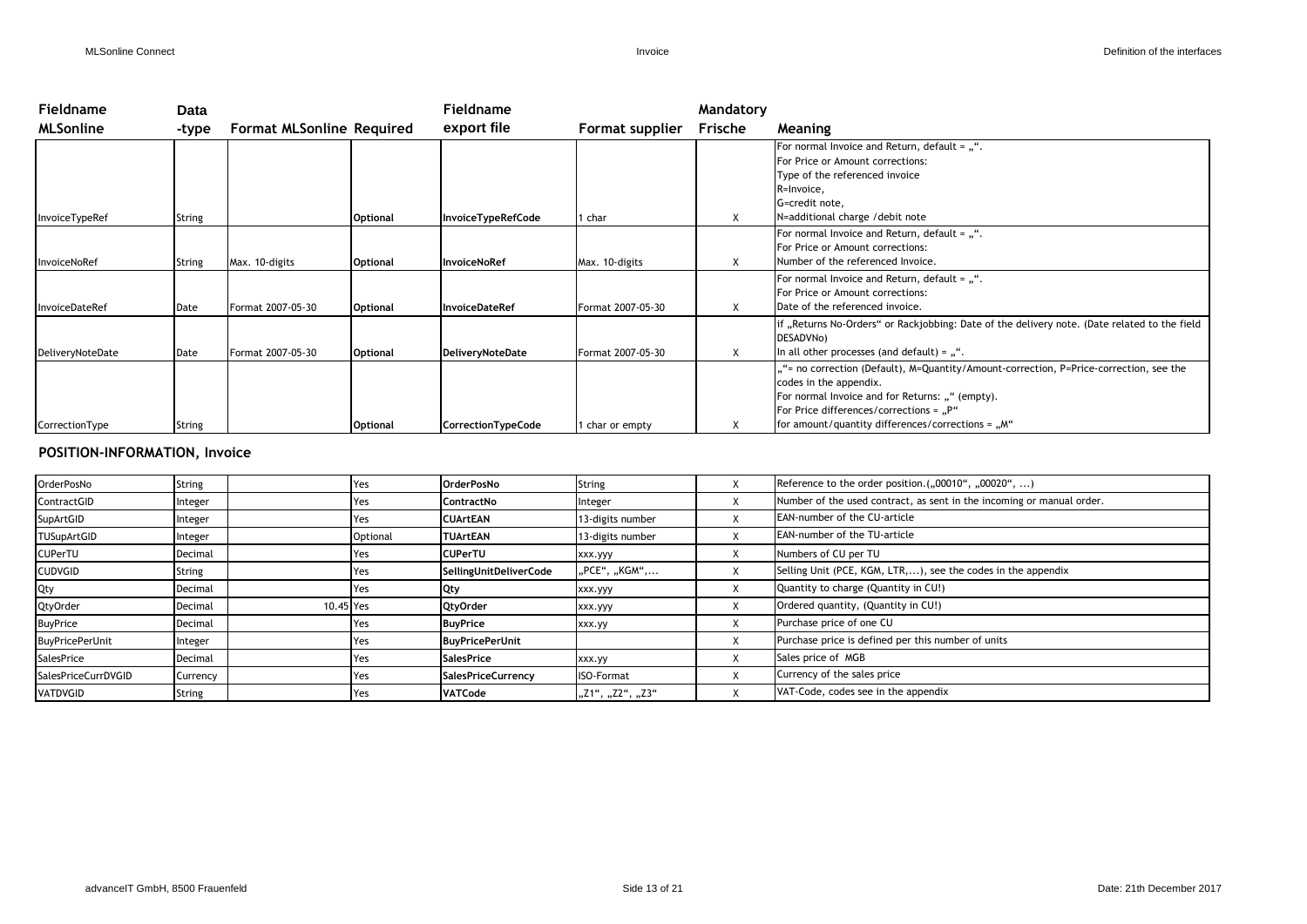| Fieldname MLSonline | Data -type | Format MLSonline | Required | Fieldname export file | Format supplier | Mandatory Frische | Meaning |
|---|---|---|---|---|---|---|---|
| InvoiceTypeRef | String | | Optional | InvoiceTypeRefCode | 1 char | X | For normal Invoice and Return, default = „“.<br>For Price or Amount corrections:<br>Type of the referenced invoice<br>R=Invoice,<br>G=credit note,<br>N=additional charge /debit note |
| InvoiceNoRef | String | Max. 10-digits | Optional | InvoiceNoRef | Max. 10-digits | X | For normal Invoice and Return, default = „“.<br>For Price or Amount corrections:<br>Number of the referenced Invoice. |
| InvoiceDateRef | Date | Format 2007-05-30 | Optional | InvoiceDateRef | Format 2007-05-30 | X | For normal Invoice and Return, default = „“.<br>For Price or Amount corrections:<br>Date of the referenced invoice. |
| DeliveryNoteDate | Date | Format 2007-05-30 | Optional | DeliveryNoteDate | Format 2007-05-30 | X | if „Returns No-Orders“ or Rackjobbing: Date of the delivery note. (Date related to the field DESADVNo)<br>In all other processes (and default) = „“. |
| CorrectionType | String | | Optional | CorrectionTypeCode | 1 char or empty | X | „“= no corraction (Default), M=Quantity/Amount-correction, P=Price-correction, see the codes in the appendix.<br>For normal Invoice and for Returns: „“ (empty).<br>For Price differences/corrections = „P“<br>for amount/quantity differences/corrections = „M“ |

## POSITION-INFORMATION, Invoice

| Fieldname MLSonline | Data -type | Format MLSonline | Required | Fieldname export file | Format supplier | Mandatory Frische | Meaning |
|---|---|---|---|---|---|---|---|
| OrderPosNo | String | | Yes | OrderPosNo | String | X | Reference to the order position.(„00010“, „00020“, ...) |
| ContractGID | Integer | | Yes | ContractNo | Integer | X | Number of the used contract, as sent in the incoming or manual order. |
| SupArtGID | Integer | | Yes | CUArtEAN | 13-digits number | X | EAN-number of the CU-article |
| TUSupArtGID | Integer | | Optional | TUArtEAN | 13-digits number | X | EAN-number of the TU-article |
| CUPerTU | Decimal | | Yes | CUPerTU | xxx.yyy | X | Numbers of CU per TU |
| CUDVGID | String | | Yes | SellingUnitDeliverCode | „PCE“, „KGM“,... | X | Selling Unit (PCE, KGM, LTR,...), see the codes in the appendix |
| Qty | Decimal | | Yes | Qty | xxx.yyy | X | Quantity to charge (Quantity in CU!) |
| QtyOrder | Decimal | 10.45 | Yes | QtyOrder | xxx.yyy | X | Ordered quantity, (Quantity in CU!) |
| BuyPrice | Decimal | | Yes | BuyPrice | xxx.yy | X | Purchase price of one CU |
| BuyPricePerUnit | Integer | | Yes | BuyPricePerUnit | | X | Purchase price is defined per this number of units |
| SalesPrice | Decimal | | Yes | SalesPrice | xxx.yy | X | Sales price of MGB |
| SalesPriceCurrDVGID | Currency | | Yes | SalesPriceCurrency | ISO-Format | X | Currency of the sales price |
| VATDVGID | String | | Yes | VATCode | „Z1“, „Z2“, „Z3“ | X | VAT-Code, codes see in the appendix |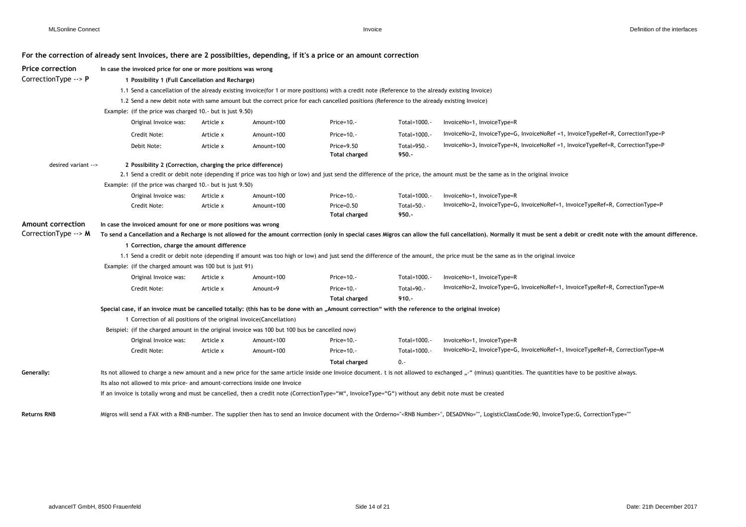**For the correction of already sent Invoices, there are 2 possibilties, depending, if it's a price or an amount correction**

**Price correction** — CorrectionType --> **P**

**In case the invoiced price for one or more positions was wrong**

**1 Possibility 1 (Full Cancellation and Recharge)**

1.1 Send a cancellation of the already existing invoice(for 1 or more positions) with a credit note (Reference to the already existing Invoice)

1.2 Send a new debit note with same amount but the correct price for each cancelled positions (Reference to the already existing Invoice)

Example: (if the price was charged 10.- but is just 9.50)

| | | | | | |
|---|---|---|---|---|---|
| Original Invoice was: | Article x | Amount=100 | Price=10.- | Total=1000.- | InvoiceNo=1, InvoiceType=R |
| Credit Note: | Article x | Amount=100 | Price=10.- | Total=1000.- | InvoiceNo=2, InvoiceType=G, InvoiceNoRef =1, InvoiceTypeRef=R, CorrectionType=P |
| Debit Note: | Article x | Amount=100 | Price=9.50 | Total=950.- | InvoiceNo=3, InvoiceType=N, InvoiceNoRef =1, InvoiceTypeRef=R, CorrectionType=P |
| | | | **Total charged** | **950.-** | |

desired variant --> **2 Possibility 2 (Correction, charging the price difference)**

2.1 Send a credit or debit note (depending if price was too high or low) and just send the difference of the price, the amount must be the same as in the original invoice

Example: (if the price was charged 10.- but is just 9.50)

| | | | | | |
|---|---|---|---|---|---|
| Original Invoice was: | Article x | Amount=100 | Price=10.- | Total=1000.- | InvoiceNo=1, InvoiceType=R |
| Credit Note: | Article x | Amount=100 | Price=0.50 | Total=50.- | InvoiceNo=2, InvoiceType=G, InvoiceNoRef=1, InvoiceTypeRef=R, CorrectionType=P |
| | | | **Total charged** | **950.-** | |

**Amount correction** — CorrectionType --> **M**

**In case the invoiced amount for one or more positions was wrong**

**To send a Cancellation and a Recharge is not allowed for the amount corrrection (only in special cases Migros can allow the full cancellation). Normally it must be sent a debit or credit note with the amount difference.**

**1 Correction, charge the amount difference**

1.1 Send a credit or debit note (depending if amount was too high or low) and just send the difference of the amount, the price must be the same as in the original invoice

Example: (if the charged amount was 100 but is just 91)

| | | | | | |
|---|---|---|---|---|---|
| Original Invoice was: | Article x | Amount=100 | Price=10.- | Total=1000.- | InvoiceNo=1, InvoiceType=R |
| Credit Note: | Article x | Amount=9 | Price=10.- | Total=90.- | InvoiceNo=2, InvoiceType=G, InvoiceNoRef=1, InvoiceTypeRef=R, CorrectionType=M |
| | | | **Total charged** | **910.-** | |

**Special case, if an invoice must be cancelled totally: (this has to be done with an „Amount correction" with the reference to the original invoice)**

1 Correction of all positions of the original invoice(Cancellation)

Beispiel: (if the charged amount in the original invoice was 100 but 100 bus be cancelled now)

| | | | | | |
|---|---|---|---|---|---|
| Original Invoice was: | Article x | Amount=100 | Price=10.- | Total=1000.- | InvoiceNo=1, InvoiceType=R |
| Credit Note: | Article x | Amount=100 | Price=10.- | Total=1000.- | InvoiceNo=2, InvoiceType=G, InvoiceNoRef=1, InvoiceTypeRef=R, CorrectionType=M |
| | | | **Total charged** | 0.- | |

**Generally:**

Its not allowed to charge a new amount and a new price for the same article inside one Invoice document. t is not allowed to exchanged „-" (minus) quantities. The quantities have to be positive always.

Its also not allowed to mix price- and amount-corrections inside one Invoice

If an invoice is totally wrong and must be cancelled, then a credit note (CorrectionType="M", InvoiceType="G") without any debit note must be created

**Returns RNB**

Migros will send a FAX with a RNB-number. The supplier then has to send an Invoice document with the Orderno="<RNB Number>", DESADVNo="", LogisticClassCode:90, InvoiceType:G, CorrectionType=""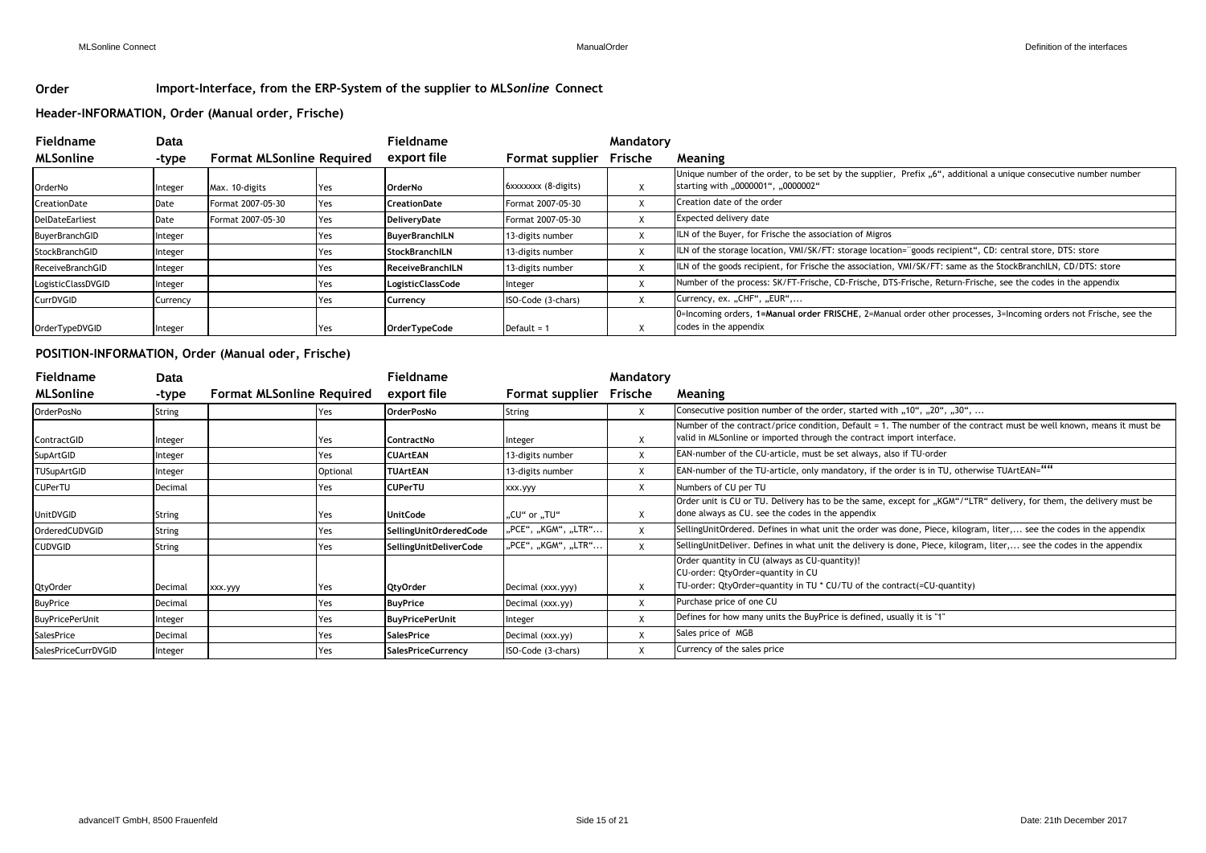**Order** **Import-Interface, from the ERP-System of the supplier to MLS*online* Connect**

### Header-INFORMATION, Order (Manual order, Frische)

| Fieldname MLSonline | Data -type | Format MLSonline | Required | Fieldname export file | Format supplier | Mandatory Frische | Meaning |
|---|---|---|---|---|---|---|---|
| OrderNo | Integer | Max. 10-digits | Yes | **OrderNo** | 6xxxxxxx (8-digits) | X | Unique number of the order, to be set by the supplier, Prefix „6", additional a unique consecutive number number starting with „0000001", „0000002" |
| CreationDate | Date | Format 2007-05-30 | Yes | **CreationDate** | Format 2007-05-30 | X | Creation date of the order |
| DelDateEarliest | Date | Format 2007-05-30 | Yes | **DeliveryDate** | Format 2007-05-30 | X | Expected delivery date |
| BuyerBranchGID | Integer | | Yes | **BuyerBranchILN** | 13-digits number | X | ILN of the Buyer, for Frische the association of Migros |
| StockBranchGID | Integer | | Yes | **StockBranchILN** | 13-digits number | X | ILN of the storage location, VMI/SK/FT: storage location="goods recipient", CD: central store, DTS: store |
| ReceiveBranchGID | Integer | | Yes | **ReceiveBranchILN** | 13-digits number | X | ILN of the goods recipient, for Frische the association, VMI/SK/FT: same as the StockBranchILN, CD/DTS: store |
| LogisticClassDVGID | Integer | | Yes | **LogisticClassCode** | Integer | X | Number of the process: SK/FT-Frische, CD-Frische, DTS-Frische, Return-Frische, see the codes in the appendix |
| CurrDVGID | Currency | | Yes | **Currency** | ISO-Code (3-chars) | X | Currency, ex. „CHF", „EUR",... |
| OrderTypeDVGID | Integer | | Yes | **OrderTypeCode** | Default = 1 | X | 0=Incoming orders, **1=Manual order FRISCHE**, 2=Manual order other processes, 3=Incoming orders not Frische, see the codes in the appendix |

### POSITION-INFORMATION, Order (Manual oder, Frische)

| Fieldname MLSonline | Data -type | Format MLSonline | Required | Fieldname export file | Format supplier | Mandatory Frische | Meaning |
|---|---|---|---|---|---|---|---|
| OrderPosNo | String | | Yes | **OrderPosNo** | String | X | Consecutive position number of the order, started with „10", „20", „30", ... |
| ContractGID | Integer | | Yes | **ContractNo** | Integer | X | Number of the contract/price condition, Default = 1. The number of the contract must be well known, means it must be valid in MLSonline or imported through the contract import interface. |
| SupArtGID | Integer | | Yes | **CUArtEAN** | 13-digits number | X | EAN-number of the CU-article, must be set always, also if TU-order |
| TUSupArtGID | Integer | | Optional | **TUArtEAN** | 13-digits number | X | EAN-number of the TU-article, only mandatory, if the order is in TU, otherwise TUArtEAN="" |
| CUPerTU | Decimal | | Yes | **CUPerTU** | xxx.yyy | X | Numbers of CU per TU |
| UnitDVGID | String | | Yes | **UnitCode** | „CU" or „TU" | X | Order unit is CU or TU. Delivery has to be the same, except for „KGM"/"LTR" delivery, for them, the delivery must be done always as CU. see the codes in the appendix |
| OrderedCUDVGID | String | | Yes | **SellingUnitOrderedCode** | „PCE", „KGM", „LTR"... | X | SellingUnitOrdered. Defines in what unit the order was done, Piece, kilogram, liter,... see the codes in the appendix |
| CUDVGID | String | | Yes | **SellingUnitDeliverCode** | „PCE", „KGM", „LTR"... | X | SellingUnitDeliver. Defines in what unit the delivery is done, Piece, kilogram, liter,... see the codes in the appendix |
| QtyOrder | Decimal | xxx.yyy | Yes | **QtyOrder** | Decimal (xxx.yyy) | X | Order quantity in CU (always as CU-quantity)!<br>CU-order: QtyOrder=quantity in CU<br>TU-order: QtyOrder=quantity in TU * CU/TU of the contract(=CU-quantity) |
| BuyPrice | Decimal | | Yes | **BuyPrice** | Decimal (xxx.yy) | X | Purchase price of one CU |
| BuyPricePerUnit | Integer | | Yes | **BuyPricePerUnit** | Integer | X | Defines for how many units the BuyPrice is defined, usually it is "1" |
| SalesPrice | Decimal | | Yes | **SalesPrice** | Decimal (xxx.yy) | X | Sales price of MGB |
| SalesPriceCurrDVGID | Integer | | Yes | **SalesPriceCurrency** | ISO-Code (3-chars) | X | Currency of the sales price |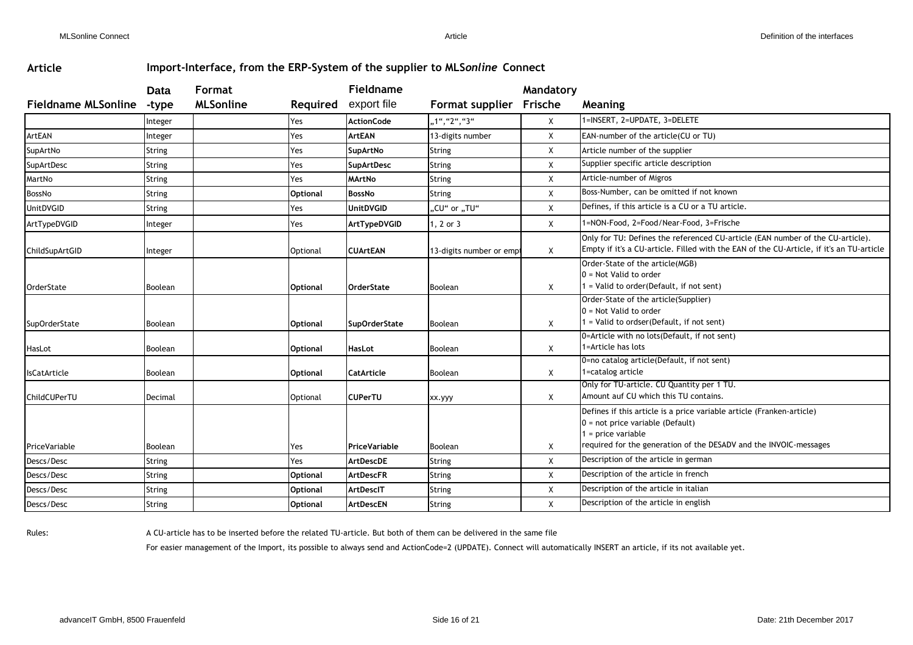## Article

**Import-Interface, from the ERP-System of the supplier to MLS*online* Connect**

| Fieldname MLSonline | Data -type | Format MLSonline | Required | Fieldname export file | Format supplier | Mandatory Frische | Meaning |
|---|---|---|---|---|---|---|---|
| | Integer | | Yes | **ActionCode** | „1",„2",„3" | X | 1=INSERT, 2=UPDATE, 3=DELETE |
| ArtEAN | Integer | | Yes | **ArtEAN** | 13-digits number | X | EAN-number of the article(CU or TU) |
| SupArtNo | String | | Yes | **SupArtNo** | String | X | Article number of the supplier |
| SupArtDesc | String | | Yes | **SupArtDesc** | String | X | Supplier specific article description |
| MartNo | String | | Yes | **MArtNo** | String | X | Article-number of Migros |
| BossNo | String | | **Optional** | **BossNo** | String | X | Boss-Number, can be omitted if not known |
| UnitDVGID | String | | Yes | **UnitDVGID** | „CU" or „TU" | X | Defines, if this article is a CU or a TU article. |
| ArtTypeDVGID | Integer | | Yes | **ArtTypeDVGID** | 1, 2 or 3 | X | 1=NON-Food, 2=Food/Near-Food, 3=Frische |
| ChildSupArtGID | Integer | | Optional | **CUArtEAN** | 13-digits number or empt | X | Only for TU: Defines the referenced CU-article (EAN number of the CU-article). Empty if it's a CU-article. Filled with the EAN of the CU-Article, if it's an TU-article |
| OrderState | Boolean | | **Optional** | **OrderState** | Boolean | X | Order-State of the article(MGB)<br>0 = Not Valid to order<br>1 = Valid to order(Default, if not sent) |
| SupOrderState | Boolean | | **Optional** | **SupOrderState** | Boolean | X | Order-State of the article(Supplier)<br>0 = Not Valid to order<br>1 = Valid to ordser(Default, if not sent) |
| HasLot | Boolean | | **Optional** | **HasLot** | Boolean | X | 0=Article with no lots(Default, if not sent)<br>1=Article has lots |
| IsCatArticle | Boolean | | **Optional** | **CatArticle** | Boolean | X | 0=no catalog article(Default, if not sent)<br>1=catalog article |
| ChildCUPerTU | Decimal | | Optional | **CUPerTU** | xx.yyy | X | Only for TU-article. CU Quantity per 1 TU.<br>Amount auf CU which this TU contains. |
| PriceVariable | Boolean | | Yes | **PriceVariable** | Boolean | X | Defines if this article is a price variable article (Franken-article)<br>0 = not price variable (Default)<br>1 = price variable<br>required for the generation of the DESADV and the INVOIC-messages |
| Descs/Desc | String | | Yes | **ArtDescDE** | String | X | Description of the article in german |
| Descs/Desc | String | | **Optional** | **ArtDescFR** | String | X | Description of the article in french |
| Descs/Desc | String | | **Optional** | **ArtDescIT** | String | X | Description of the article in italian |
| Descs/Desc | String | | **Optional** | **ArtDescEN** | String | X | Description of the article in english |

Rules:

A CU-article has to be inserted before the related TU-article. But both of them can be delivered in the same file

For easier management of the Import, its possible to always send and ActionCode=2 (UPDATE). Connect will automatically INSERT an article, if its not available yet.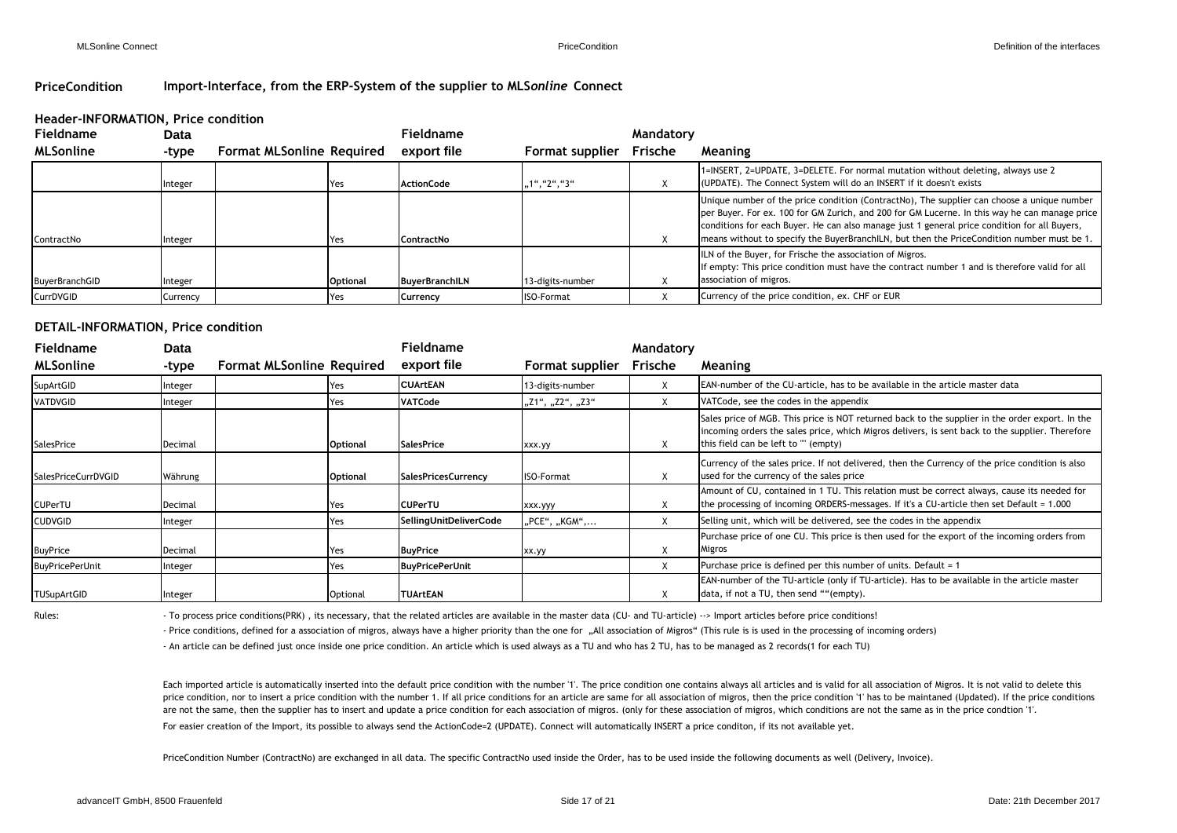## PriceCondition — Import-Interface, from the ERP-System of the supplier to MLS*online* Connect

### Header-INFORMATION, Price condition

| Fieldname MLSonline | Data -type | Format MLSonline | Required | Fieldname export file | Format supplier | Mandatory Frische | Meaning |
|---|---|---|---|---|---|---|---|
| | Integer | | Yes | ActionCode | „1","2","3" | X | 1=INSERT, 2=UPDATE, 3=DELETE. For normal mutation without deleting, always use 2 (UPDATE). The Connect System will do an INSERT if it doesn't exists |
| ContractNo | Integer | | Yes | ContractNo | | X | Unique number of the price condition (ContractNo), The supplier can choose a unique number per Buyer. For ex. 100 for GM Zurich, and 200 for GM Lucerne. In this way he can manage price conditions for each Buyer. He can also manage just 1 general price condition for all Buyers, means without to specify the BuyerBranchILN, but then the PriceCondition number must be 1. |
| BuyerBranchGID | Integer | | Optional | BuyerBranchILN | 13-digits-number | X | ILN of the Buyer, for Frische the association of Migros. If empty: This price condition must have the contract number 1 and is therefore valid for all association of migros. |
| CurrDVGID | Currency | | Yes | Currency | ISO-Format | X | Currency of the price condition, ex. CHF or EUR |

### DETAIL-INFORMATION, Price condition

| Fieldname MLSonline | Data -type | Format MLSonline | Required | Fieldname export file | Format supplier | Mandatory Frische | Meaning |
|---|---|---|---|---|---|---|---|
| SupArtGID | Integer | | Yes | CUArtEAN | 13-digits-number | X | EAN-number of the CU-article, has to be available in the article master data |
| VATDVGID | Integer | | Yes | VATCode | „Z1", „Z2", „Z3" | X | VATCode, see the codes in the appendix |
| SalesPrice | Decimal | | Optional | SalesPrice | xxx.yy | X | Sales price of MGB. This price is NOT returned back to the supplier in the order export. In the incoming orders the sales price, which Migros delivers, is sent back to the supplier. Therefore this field can be left to "" (empty) |
| SalesPriceCurrDVGID | Währung | | Optional | SalesPricesCurrency | ISO-Format | X | Currency of the sales price. If not delivered, then the Currency of the price condition is also used for the currency of the sales price |
| CUPerTU | Decimal | | Yes | CUPerTU | xxx.yyy | X | Amount of CU, contained in 1 TU. This relation must be correct always, cause its needed for the processing of incoming ORDERS-messages. If it's a CU-article then set Default = 1.000 |
| CUDVGID | Integer | | Yes | SellingUnitDeliverCode | „PCE", „KGM",... | X | Selling unit, which will be delivered, see the codes in the appendix |
| BuyPrice | Decimal | | Yes | BuyPrice | xx.yy | X | Purchase price of one CU. This price is then used for the export of the incoming orders from Migros |
| BuyPricePerUnit | Integer | | Yes | BuyPricePerUnit | | X | Purchase price is defined per this number of units. Default = 1 |
| TUSupArtGID | Integer | | Optional | TUArtEAN | | X | EAN-number of the TU-article (only if TU-article). Has to be available in the article master data, if not a TU, then send ""(empty). |

Rules:

- To process price conditions(PRK) , its necessary, that the related articles are available in the master data (CU- and TU-article) --> Import articles before price conditions!
- Price conditions, defined for a association of migros, always have a higher priority than the one for „All association of Migros" (This rule is is used in the processing of incoming orders)
- An article can be defined just once inside one price condition. An article which is used always as a TU and who has 2 TU, has to be managed as 2 records(1 for each TU)

Each imported article is automatically inserted into the default price condition with the number '1'. The price condition one contains always all articles and is valid for all association of Migros. It is not valid to delete this price condition, nor to insert a price condition with the number 1. If all price conditions for an article are same for all association of migros, then the price condition '1' has to be maintaned (Updated). If the price conditions are not the same, then the supplier has to insert and update a price condition for each association of migros. (only for these association of migros, which conditions are not the same as in the price condtion '1'.

For easier creation of the Import, its possible to always send the ActionCode=2 (UPDATE). Connect will automatically INSERT a price conditon, if its not available yet.

PriceCondition Number (ContractNo) are exchanged in all data. The specific ContractNo used inside the Order, has to be used inside the following documents as well (Delivery, Invoice).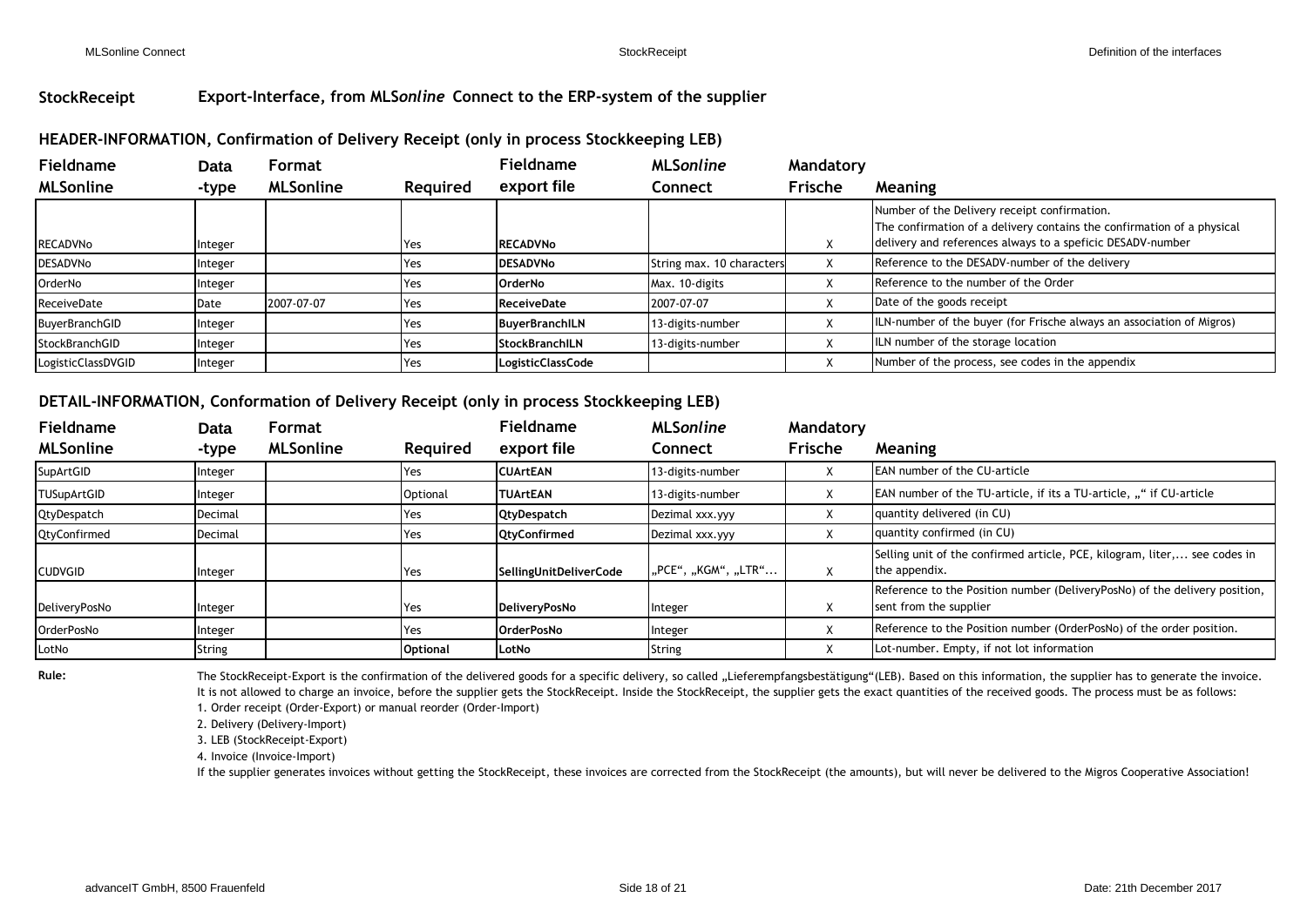## StockReceipt Export-Interface, from MLS*online* Connect to the ERP-system of the supplier

### HEADER-INFORMATION, Confirmation of Delivery Receipt (only in process Stockkeeping LEB)

| Fieldname MLSonline | Data -type | Format MLSonline | Required | Fieldname export file | MLS*online* Connect | Mandatory Frische | Meaning |
|---|---|---|---|---|---|---|---|
| RECADVNo | Integer | | Yes | **RECADVNo** | | X | Number of the Delivery receipt confirmation. The confirmation of a delivery contains the confirmation of a physical delivery and references always to a speficic DESADV-number |
| DESADVNo | Integer | | Yes | **DESADVNo** | String max. 10 characters | X | Reference to the DESADV-number of the delivery |
| OrderNo | Integer | | Yes | **OrderNo** | Max. 10-digits | X | Reference to the number of the Order |
| ReceiveDate | Date | 2007-07-07 | Yes | **ReceiveDate** | 2007-07-07 | X | Date of the goods receipt |
| BuyerBranchGID | Integer | | Yes | **BuyerBranchILN** | 13-digits-number | X | ILN-number of the buyer (for Frische always an association of Migros) |
| StockBranchGID | Integer | | Yes | **StockBranchILN** | 13-digits-number | X | ILN number of the storage location |
| LogisticClassDVGID | Integer | | Yes | **LogisticClassCode** | | X | Number of the process, see codes in the appendix |

### DETAIL-INFORMATION, Conformation of Delivery Receipt (only in process Stockkeeping LEB)

| Fieldname MLSonline | Data -type | Format MLSonline | Required | Fieldname export file | MLS*online* Connect | Mandatory Frische | Meaning |
|---|---|---|---|---|---|---|---|
| SupArtGID | Integer | | Yes | **CUArtEAN** | 13-digits-number | X | EAN number of the CU-article |
| TUSupArtGID | Integer | | Optional | **TUArtEAN** | 13-digits-number | X | EAN number of the TU-article, if its a TU-article, „“ if CU-article |
| QtyDespatch | Decimal | | Yes | **QtyDespatch** | Dezimal xxx.yyy | X | quantity delivered (in CU) |
| QtyConfirmed | Decimal | | Yes | **QtyConfirmed** | Dezimal xxx.yyy | X | quantity confirmed (in CU) |
| CUDVGID | Integer | | Yes | **SellingUnitDeliverCode** | „PCE“, „KGM“, „LTR“... | X | Selling unit of the confirmed article, PCE, kilogram, liter,... see codes in the appendix. |
| DeliveryPosNo | Integer | | Yes | **DeliveryPosNo** | Integer | X | Reference to the Position number (DeliveryPosNo) of the delivery position, sent from the supplier |
| OrderPosNo | Integer | | Yes | **OrderPosNo** | Integer | X | Reference to the Position number (OrderPosNo) of the order position. |
| LotNo | String | | **Optional** | **LotNo** | String | X | Lot-number. Empty, if not lot information |

**Rule:**

The StockReceipt-Export is the confirmation of the delivered goods for a specific delivery, so called „Lieferempfangsbestätigung“(LEB). Based on this information, the supplier has to generate the invoice. It is not allowed to charge an invoice, before the supplier gets the StockReceipt. Inside the StockReceipt, the supplier gets the exact quantities of the received goods. The process must be as follows:

1. Order receipt (Order-Export) or manual reorder (Order-Import)
2. Delivery (Delivery-Import)
3. LEB (StockReceipt-Export)
4. Invoice (Invoice-Import)

If the supplier generates invoices without getting the StockReceipt, these invoices are corrected from the StockReceipt (the amounts), but will never be delivered to the Migros Cooperative Association!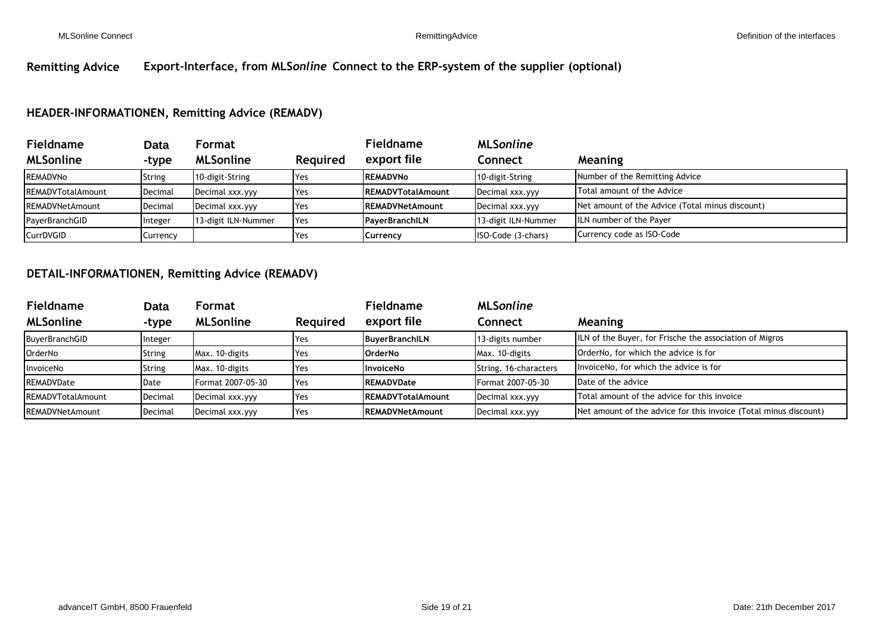## Remitting Advice Export-Interface, from MLS*online* Connect to the ERP-system of the supplier (optional)

### HEADER-INFORMATIONEN, Remitting Advice (REMADV)

| Fieldname MLSonline | Data -type | Format MLSonline | Required | Fieldname export file | MLS*online* Connect | Meaning |
|---|---|---|---|---|---|---|
| REMADVNo | String | 10-digit-String | Yes | **REMADVNo** | 10-digit-String | Number of the Remitting Advice |
| REMADVTotalAmount | Decimal | Decimal xxx.yyy | Yes | **REMADVTotalAmount** | Decimal xxx.yyy | Total amount of the Advice |
| REMADVNetAmount | Decimal | Decimal xxx.yyy | Yes | **REMADVNetAmount** | Decimal xxx.yyy | Net amount of the Advice (Total minus discount) |
| PayerBranchGID | Integer | 13-digit ILN-Nummer | Yes | **PayerBranchILN** | 13-digit ILN-Nummer | ILN number of the Payer |
| CurrDVGID | Currency | | Yes | **Currency** | ISO-Code (3-chars) | Currency code as ISO-Code |

### DETAIL-INFORMATIONEN, Remitting Advice (REMADV)

| Fieldname MLSonline | Data -type | Format MLSonline | Required | Fieldname export file | MLS*online* Connect | Meaning |
|---|---|---|---|---|---|---|
| BuyerBranchGID | Integer | | Yes | **BuyerBranchILN** | 13-digits number | ILN of the Buyer, for Frische the association of Migros |
| OrderNo | String | Max. 10-digits | Yes | **OrderNo** | Max. 10-digits | OrderNo, for which the advice is for |
| InvoiceNo | String | Max. 10-digits | Yes | **InvoiceNo** | String. 16-characters | InvoiceNo, for which the advice is for |
| REMADVDate | Date | Format 2007-05-30 | Yes | **REMADVDate** | Format 2007-05-30 | Date of the advice |
| REMADVTotalAmount | Decimal | Decimal xxx.yyy | Yes | **REMADVTotalAmount** | Decimal xxx.yyy | Total amount of the advice for this invoice |
| REMADVNetAmount | Decimal | Decimal xxx.yyy | Yes | **REMADVNetAmount** | Decimal xxx.yyy | Net amount of the advice for this invoice (Total minus discount) |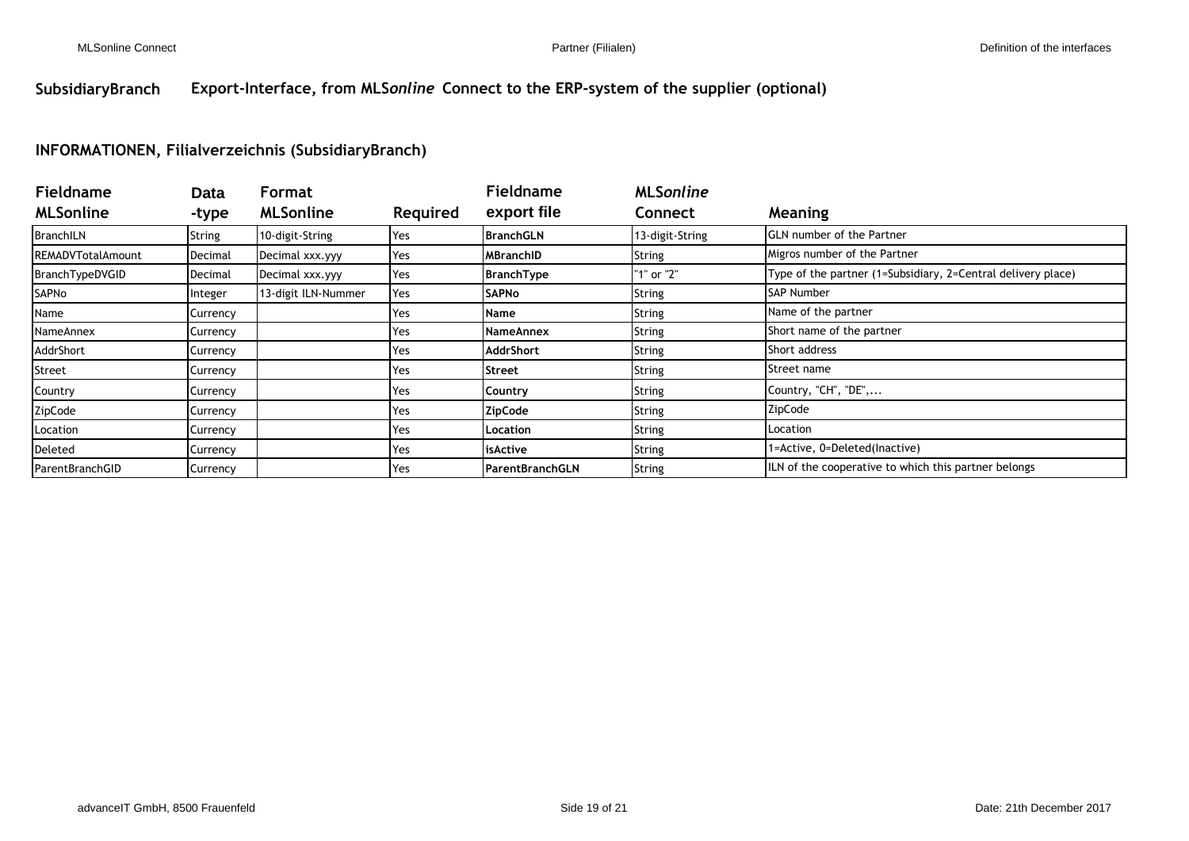**SubsidiaryBranch** **Export-Interface, from MLS*online* Connect to the ERP-system of the supplier (optional)**

## INFORMATIONEN, Filialverzeichnis (SubsidiaryBranch)

| Fieldname MLSonline | Data -type | Format MLSonline | Required | Fieldname export file | MLS*online* Connect | Meaning |
|---|---|---|---|---|---|---|
| BranchILN | String | 10-digit-String | Yes | **BranchGLN** | 13-digit-String | GLN number of the Partner |
| REMADVTotalAmount | Decimal | Decimal xxx.yyy | Yes | **MBranchID** | String | Migros number of the Partner |
| BranchTypeDVGID | Decimal | Decimal xxx.yyy | Yes | **BranchType** | "1" or "2" | Type of the partner (1=Subsidiary, 2=Central delivery place) |
| SAPNo | Integer | 13-digit ILN-Nummer | Yes | **SAPNo** | String | SAP Number |
| Name | Currency | | Yes | **Name** | String | Name of the partner |
| NameAnnex | Currency | | Yes | **NameAnnex** | String | Short name of the partner |
| AddrShort | Currency | | Yes | **AddrShort** | String | Short address |
| Street | Currency | | Yes | **Street** | String | Street name |
| Country | Currency | | Yes | **Country** | String | Country, "CH", "DE",... |
| ZipCode | Currency | | Yes | **ZipCode** | String | ZipCode |
| Location | Currency | | Yes | **Location** | String | Location |
| Deleted | Currency | | Yes | **isActive** | String | 1=Active, 0=Deleted(Inactive) |
| ParentBranchGID | Currency | | Yes | **ParentBranchGLN** | String | ILN of the cooperative to which this partner belongs |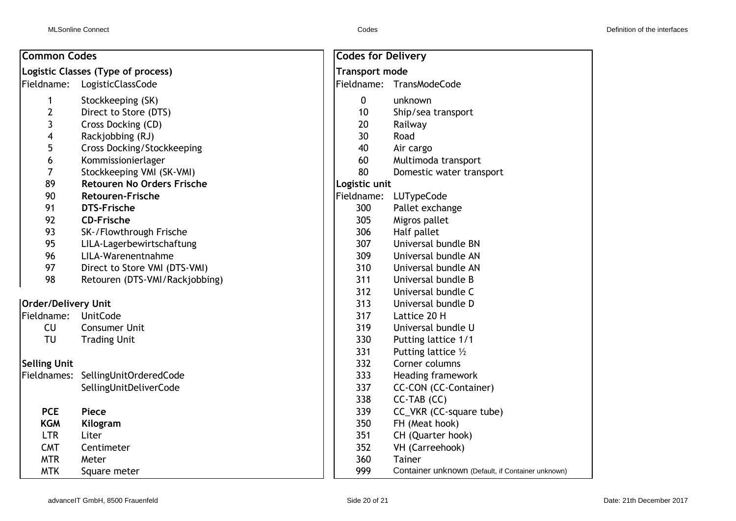## Common Codes

### Logistic Classes (Type of process)

Fieldname: LogisticClassCode

| Code | Description |
|---|---|
| 1 | Stockkeeping (SK) |
| 2 | Direct to Store (DTS) |
| 3 | Cross Docking (CD) |
| 4 | Rackjobbing (RJ) |
| 5 | Cross Docking/Stockkeeping |
| 6 | Kommissionierlager |
| 7 | Stockkeeping VMI (SK-VMI) |
| **89** | **Retouren No Orders Frische** |
| **90** | **Retouren-Frische** |
| **91** | **DTS-Frische** |
| **92** | **CD-Frische** |
| 93 | SK-/Flowthrough Frische |
| 95 | LILA-Lagerbewirtschaftung |
| 96 | LILA-Warenentnahme |
| 97 | Direct to Store VMI (DTS-VMI) |
| 98 | Retouren (DTS-VMI/Rackjobbing) |

### Order/Delivery Unit

Fieldname: UnitCode

| Code | Description |
|---|---|
| CU | Consumer Unit |
| TU | Trading Unit |

### Selling Unit

Fieldnames: SellingUnitOrderedCode
SellingUnitDeliverCode

| Code | Description |
|---|---|
| **PCE** | **Piece** |
| **KGM** | **Kilogram** |
| LTR | Liter |
| CMT | Centimeter |
| MTR | Meter |
| MTK | Square meter |

## Codes for Delivery

### Transport mode

Fieldname: TransModeCode

| Code | Description |
|---|---|
| 0 | unknown |
| 10 | Ship/sea transport |
| 20 | Railway |
| 30 | Road |
| 40 | Air cargo |
| 60 | Multimoda transport |
| 80 | Domestic water transport |

### Logistic unit

Fieldname: LUTypeCode

| Code | Description |
|---|---|
| 300 | Pallet exchange |
| 305 | Migros pallet |
| 306 | Half pallet |
| 307 | Universal bundle BN |
| 309 | Universal bundle AN |
| 310 | Universal bundle AN |
| 311 | Universal bundle B |
| 312 | Universal bundle C |
| 313 | Universal bundle D |
| 317 | Lattice 20 H |
| 319 | Universal bundle U |
| 330 | Putting lattice 1/1 |
| 331 | Putting lattice ½ |
| 332 | Corner columns |
| 333 | Heading framework |
| 337 | CC-CON (CC-Container) |
| 338 | CC-TAB (CC) |
| 339 | CC_VKR (CC-square tube) |
| 350 | FH (Meat hook) |
| 351 | CH (Quarter hook) |
| 352 | VH (Carreehook) |
| 360 | Tainer |
| 999 | Container unknown (Default, if Container unknown) |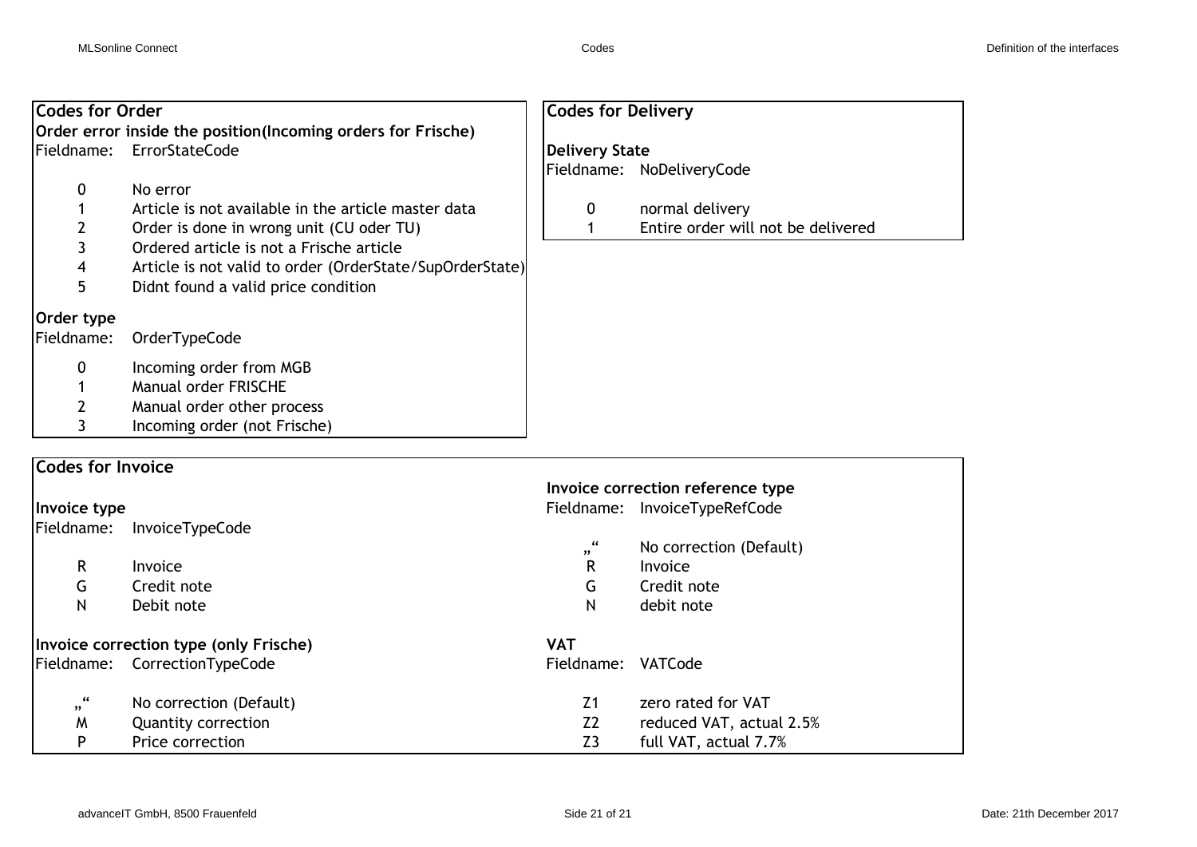## Codes for Order

**Order error inside the position(Incoming orders for Frische)**

Fieldname: ErrorStateCode

| | |
|---|---|
| 0 | No error |
| 1 | Article is not available in the article master data |
| 2 | Order is done in wrong unit (CU oder TU) |
| 3 | Ordered article is not a Frische article |
| 4 | Article is not valid to order (OrderState/SupOrderState) |
| 5 | Didnt found a valid price condition |

**Order type**

Fieldname: OrderTypeCode

| | |
|---|---|
| 0 | Incoming order from MGB |
| 1 | Manual order FRISCHE |
| 2 | Manual order other process |
| 3 | Incoming order (not Frische) |

## Codes for Delivery

**Delivery State**

Fieldname: NoDeliveryCode

| | |
|---|---|
| 0 | normal delivery |
| 1 | Entire order will not be delivered |

## Codes for Invoice

**Invoice type**

Fieldname: InvoiceTypeCode

| | |
|---|---|
| R | Invoice |
| G | Credit note |
| N | Debit note |

**Invoice correction type (only Frische)**

Fieldname: CorrectionTypeCode

| | |
|---|---|
| „“ | No correction (Default) |
| M | Quantity correction |
| P | Price correction |

**Invoice correction reference type**

Fieldname: InvoiceTypeRefCode

| | |
|---|---|
| „“ | No correction (Default) |
| R | Invoice |
| G | Credit note |
| N | debit note |

**VAT**

Fieldname: VATCode

| | |
|---|---|
| Z1 | zero rated for VAT |
| Z2 | reduced VAT, actual 2.5% |
| Z3 | full VAT, actual 7.7% |